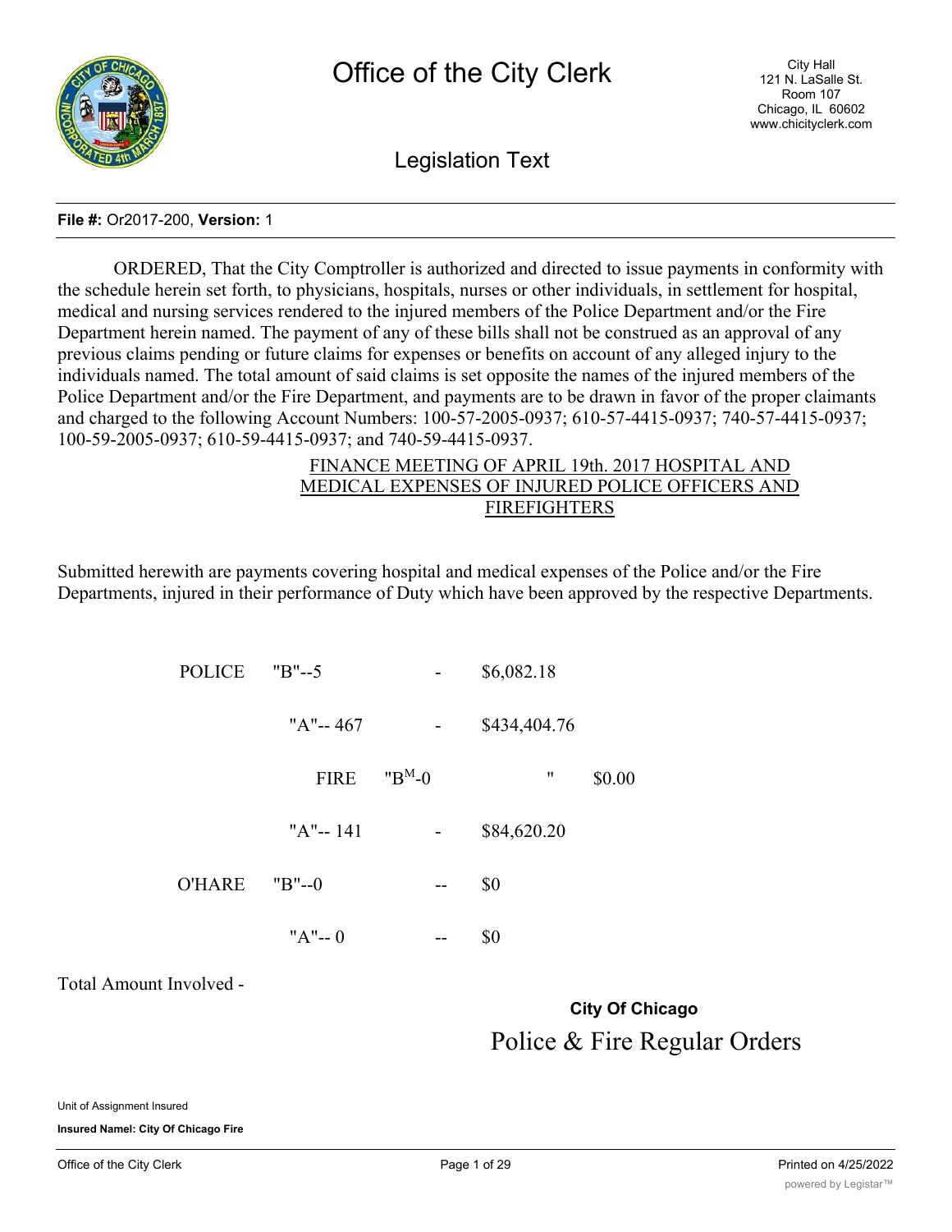# Office of the City Clerk

City Hall
121 N. LaSalle St.
Room 107
Chicago, IL 60602
www.chicityclerk.com

## Legislation Text

**File #:** Or2017-200, **Version:** 1

ORDERED, That the City Comptroller is authorized and directed to issue payments in conformity with the schedule herein set forth, to physicians, hospitals, nurses or other individuals, in settlement for hospital, medical and nursing services rendered to the injured members of the Police Department and/or the Fire Department herein named. The payment of any of these bills shall not be construed as an approval of any previous claims pending or future claims for expenses or benefits on account of any alleged injury to the individuals named. The total amount of said claims is set opposite the names of the injured members of the Police Department and/or the Fire Department, and payments are to be drawn in favor of the proper claimants and charged to the following Account Numbers: 100-57-2005-0937; 610-57-4415-0937; 740-57-4415-0937; 100-59-2005-0937; 610-59-4415-0937; and 740-59-4415-0937.

FINANCE MEETING OF APRIL 19th. 2017 HOSPITAL AND MEDICAL EXPENSES OF INJURED POLICE OFFICERS AND FIREFIGHTERS

Submitted herewith are payments covering hospital and medical expenses of the Police and/or the Fire Departments, injured in their performance of Duty which have been approved by the respective Departments.

| | | | |
|---|---|---|---|
| POLICE | "B"--5 | - | $6,082.18 |
| | "A"-- 467 | - | $434,404.76 |
| FIRE | "B"-0 | " | $0.00 |
| | "A"-- 141 | - | $84,620.20 |
| O'HARE | "B"--0 | -- | $0 |
| | "A"-- 0 | -- | $0 |

Total Amount Involved -

**City Of Chicago**

Police & Fire Regular Orders

Unit of Assignment Insured

**Insured Namel: City Of Chicago Fire**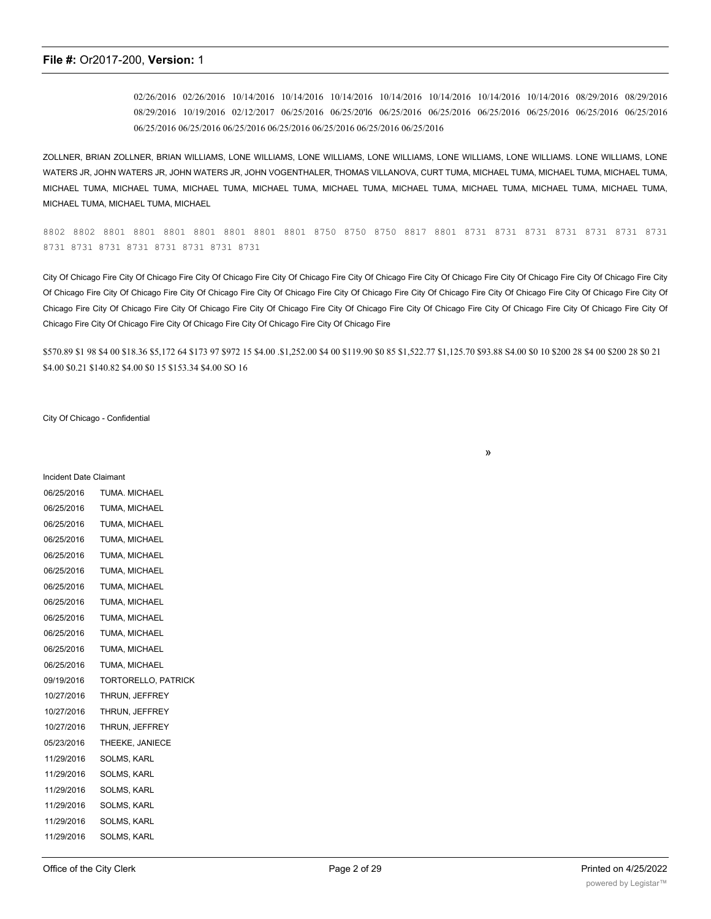02/26/2016 02/26/2016 10/14/2016 10/14/2016 10/14/2016 10/14/2016 10/14/2016 10/14/2016 10/14/2016 08/29/2016 08/29/2016 08/29/2016 10/19/2016 02/12/2017 06/25/2016 06/25/20'l6 06/25/2016 06/25/2016 06/25/2016 06/25/2016 06/25/2016 06/25/2016 06/25/2016 06/25/2016 06/25/2016 06/25/2016 06/25/2016 06/25/2016 06/25/2016

ZOLLNER, BRIAN ZOLLNER, BRIAN WILLIAMS, LONE WILLIAMS, LONE WILLIAMS, LONE WILLIAMS, LONE WILLIAMS, LONE WILLIAMS. LONE WILLIAMS, LONE WATERS JR, JOHN WATERS JR, JOHN WATERS JR, JOHN VOGENTHALER, THOMAS VILLANOVA, CURT TUMA, MICHAEL TUMA, MICHAEL TUMA, MICHAEL TUMA, MICHAEL TUMA, MICHAEL TUMA, MICHAEL TUMA, MICHAEL TUMA, MICHAEL TUMA, MICHAEL TUMA, MICHAEL TUMA, MICHAEL TUMA, MICHAEL TUMA, MICHAEL TUMA, MICHAEL TUMA, MICHAEL

8802 8802 8801 8801 8801 8801 8801 8801 8801 8750 8750 8750 8817 8801 8731 8731 8731 8731 8731 8731 8731 8731 8731 8731 8731 8731 8731 8731 8731

City Of Chicago Fire City Of Chicago Fire City Of Chicago Fire City Of Chicago Fire City Of Chicago Fire City Of Chicago Fire City Of Chicago Fire City Of Chicago Fire City Of Chicago Fire City Of Chicago Fire City Of Chicago Fire City Of Chicago Fire City Of Chicago Fire City Of Chicago Fire City Of Chicago Fire City Of Chicago Fire City Of Chicago Fire City Of Chicago Fire City Of Chicago Fire City Of Chicago Fire City Of Chicago Fire City Of Chicago Fire City Of Chicago Fire City Of Chicago Fire City Of Chicago Fire City Of Chicago Fire City Of Chicago Fire City Of Chicago Fire City Of Chicago Fire

$570.89 $1 98 $4 00 $18.36 $5,172 64 $173 97 $972 15 $4.00 .$1,252.00 $4 00 $119.90 $0 85 $1,522.77 $1,125.70 $93.88 S4.00 $0 10 $200 28 $4 00 $200 28 $0 21 $4.00 $0.21 $140.82 $4.00 $0 15 $153.34 $4.00 SO 16

City Of Chicago - Confidential

»

| Incident Date | Claimant |
|---|---|
| 06/25/2016 | TUMA. MICHAEL |
| 06/25/2016 | TUMA, MICHAEL |
| 06/25/2016 | TUMA, MICHAEL |
| 06/25/2016 | TUMA, MICHAEL |
| 06/25/2016 | TUMA, MICHAEL |
| 06/25/2016 | TUMA, MICHAEL |
| 06/25/2016 | TUMA, MICHAEL |
| 06/25/2016 | TUMA, MICHAEL |
| 06/25/2016 | TUMA, MICHAEL |
| 06/25/2016 | TUMA, MICHAEL |
| 06/25/2016 | TUMA, MICHAEL |
| 06/25/2016 | TUMA, MICHAEL |
| 09/19/2016 | TORTORELLO, PATRICK |
| 10/27/2016 | THRUN, JEFFREY |
| 10/27/2016 | THRUN, JEFFREY |
| 10/27/2016 | THRUN, JEFFREY |
| 05/23/2016 | THEEKE, JANIECE |
| 11/29/2016 | SOLMS, KARL |
| 11/29/2016 | SOLMS, KARL |
| 11/29/2016 | SOLMS, KARL |
| 11/29/2016 | SOLMS, KARL |
| 11/29/2016 | SOLMS, KARL |
| 11/29/2016 | SOLMS, KARL |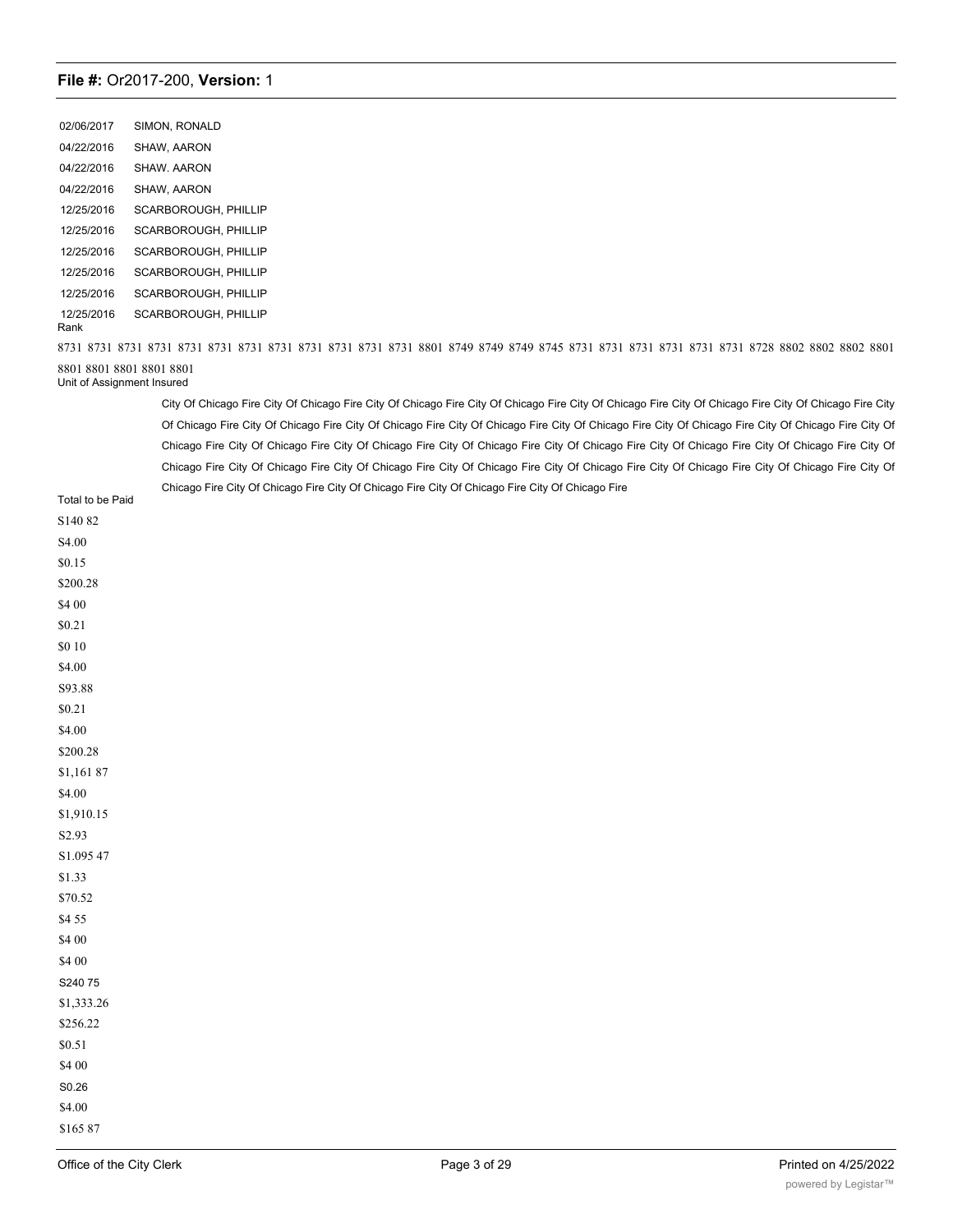02/06/2017 SIMON, RONALD

04/22/2016 SHAW, AARON

04/22/2016 SHAW. AARON

04/22/2016 SHAW, AARON

12/25/2016 SCARBOROUGH, PHILLIP

12/25/2016 SCARBOROUGH, PHILLIP

12/25/2016 SCARBOROUGH, PHILLIP

12/25/2016 SCARBOROUGH, PHILLIP

12/25/2016 SCARBOROUGH, PHILLIP

12/25/2016 SCARBOROUGH, PHILLIP

Rank

8731 8731 8731 8731 8731 8731 8731 8731 8731 8731 8731 8731 8801 8749 8749 8749 8745 8731 8731 8731 8731 8731 8731 8728 8802 8802 8802 8801 8801 8801 8801 8801 8801

Unit of Assignment Insured

City Of Chicago Fire City Of Chicago Fire City Of Chicago Fire City Of Chicago Fire City Of Chicago Fire City Of Chicago Fire City Of Chicago Fire City Of Chicago Fire City Of Chicago Fire City Of Chicago Fire City Of Chicago Fire City Of Chicago Fire City Of Chicago Fire City Of Chicago Fire City Of Chicago Fire City Of Chicago Fire City Of Chicago Fire City Of Chicago Fire City Of Chicago Fire City Of Chicago Fire City Of Chicago Fire City Of Chicago Fire City Of Chicago Fire City Of Chicago Fire City Of Chicago Fire City Of Chicago Fire City Of Chicago Fire City Of Chicago Fire City Of Chicago Fire City Of Chicago Fire City Of Chicago Fire City Of Chicago Fire City Of Chicago Fire

Total to be Paid

S140 82

S4.00

$0.15

$200.28

$4 00

$0.21

$0 10

$4.00

S93.88

$0.21

$4.00

$200.28

$1,161 87

$4.00

$1,910.15

S2.93

S1.095 47

$1.33

$70.52

$4 55

$4 00

$4 00

S240 75

$1,333.26

$256.22

$0.51

$4 00

S0.26

$4.00

$165 87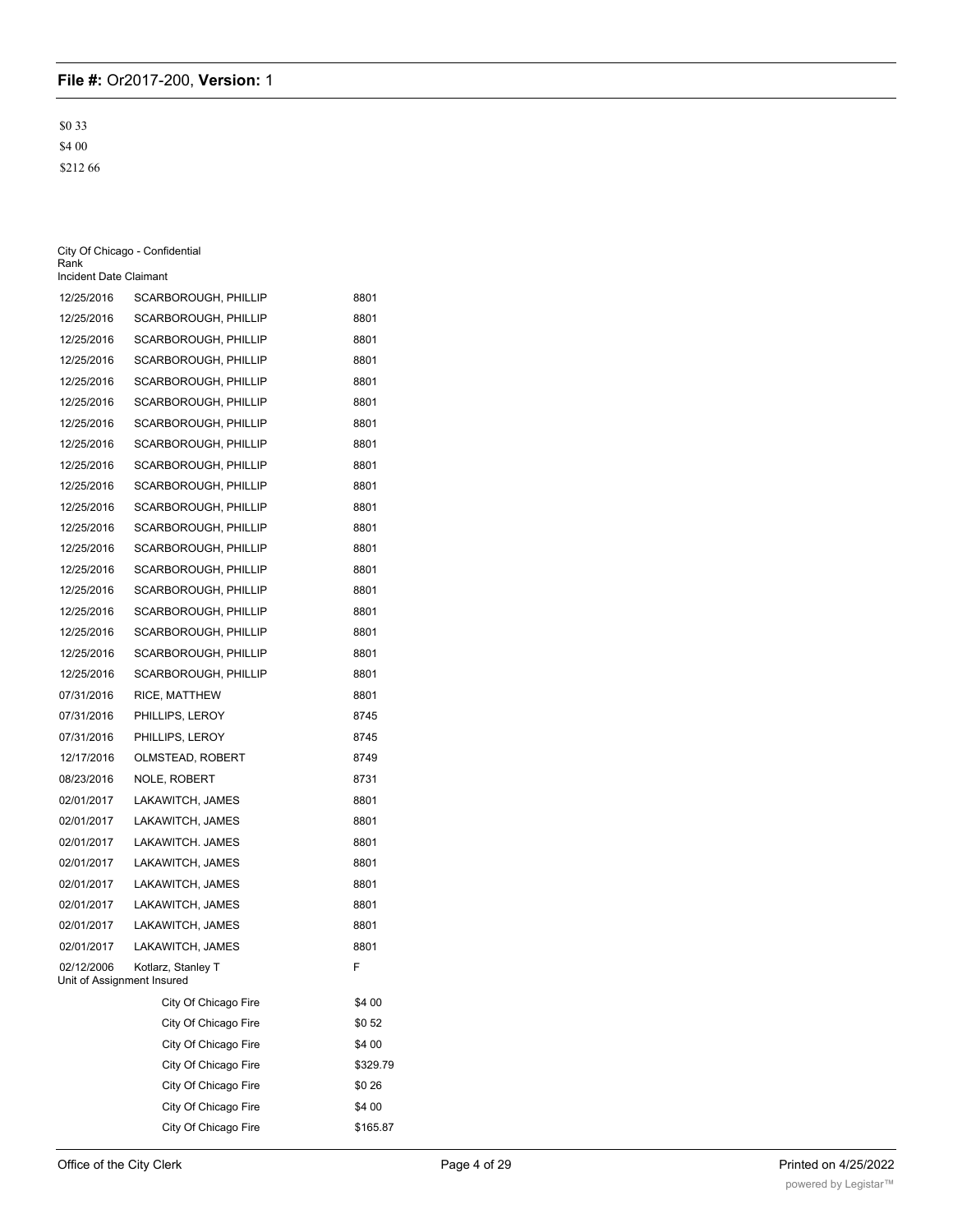$0 33

$4 00

$212 66

City Of Chicago - Confidential

| Incident Date | Claimant | Rank |
|---|---|---|
| 12/25/2016 | SCARBOROUGH, PHILLIP | 8801 |
| 12/25/2016 | SCARBOROUGH, PHILLIP | 8801 |
| 12/25/2016 | SCARBOROUGH, PHILLIP | 8801 |
| 12/25/2016 | SCARBOROUGH, PHILLIP | 8801 |
| 12/25/2016 | SCARBOROUGH, PHILLIP | 8801 |
| 12/25/2016 | SCARBOROUGH, PHILLIP | 8801 |
| 12/25/2016 | SCARBOROUGH, PHILLIP | 8801 |
| 12/25/2016 | SCARBOROUGH, PHILLIP | 8801 |
| 12/25/2016 | SCARBOROUGH, PHILLIP | 8801 |
| 12/25/2016 | SCARBOROUGH, PHILLIP | 8801 |
| 12/25/2016 | SCARBOROUGH, PHILLIP | 8801 |
| 12/25/2016 | SCARBOROUGH, PHILLIP | 8801 |
| 12/25/2016 | SCARBOROUGH, PHILLIP | 8801 |
| 12/25/2016 | SCARBOROUGH, PHILLIP | 8801 |
| 12/25/2016 | SCARBOROUGH, PHILLIP | 8801 |
| 12/25/2016 | SCARBOROUGH, PHILLIP | 8801 |
| 12/25/2016 | SCARBOROUGH, PHILLIP | 8801 |
| 12/25/2016 | SCARBOROUGH, PHILLIP | 8801 |
| 12/25/2016 | SCARBOROUGH, PHILLIP | 8801 |
| 07/31/2016 | RICE, MATTHEW | 8801 |
| 07/31/2016 | PHILLIPS, LEROY | 8745 |
| 07/31/2016 | PHILLIPS, LEROY | 8745 |
| 12/17/2016 | OLMSTEAD, ROBERT | 8749 |
| 08/23/2016 | NOLE, ROBERT | 8731 |
| 02/01/2017 | LAKAWITCH, JAMES | 8801 |
| 02/01/2017 | LAKAWITCH, JAMES | 8801 |
| 02/01/2017 | LAKAWITCH. JAMES | 8801 |
| 02/01/2017 | LAKAWITCH, JAMES | 8801 |
| 02/01/2017 | LAKAWITCH, JAMES | 8801 |
| 02/01/2017 | LAKAWITCH, JAMES | 8801 |
| 02/01/2017 | LAKAWITCH, JAMES | 8801 |
| 02/01/2017 | LAKAWITCH, JAMES | 8801 |
| 02/12/2006 | Kotlarz, Stanley T | F |

| Unit of Assignment | Insured | |
|---|---|---|
| | City Of Chicago Fire | $4 00 |
| | City Of Chicago Fire | $0 52 |
| | City Of Chicago Fire | $4 00 |
| | City Of Chicago Fire | $329.79 |
| | City Of Chicago Fire | $0 26 |
| | City Of Chicago Fire | $4 00 |
| | City Of Chicago Fire | $165.87 |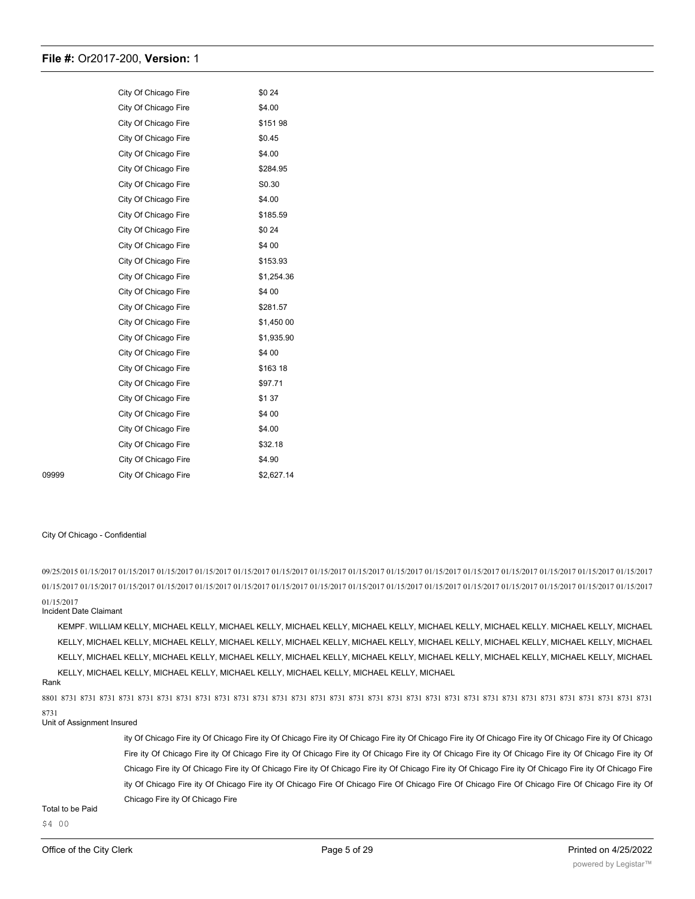| | | |
|---|---|---|
| | City Of Chicago Fire | $0 24 |
| | City Of Chicago Fire | $4.00 |
| | City Of Chicago Fire | $151 98 |
| | City Of Chicago Fire | $0.45 |
| | City Of Chicago Fire | $4.00 |
| | City Of Chicago Fire | $284.95 |
| | City Of Chicago Fire | S0.30 |
| | City Of Chicago Fire | $4.00 |
| | City Of Chicago Fire | $185.59 |
| | City Of Chicago Fire | $0 24 |
| | City Of Chicago Fire | $4 00 |
| | City Of Chicago Fire | $153.93 |
| | City Of Chicago Fire | $1,254.36 |
| | City Of Chicago Fire | $4 00 |
| | City Of Chicago Fire | $281.57 |
| | City Of Chicago Fire | $1,450 00 |
| | City Of Chicago Fire | $1,935.90 |
| | City Of Chicago Fire | $4 00 |
| | City Of Chicago Fire | $163 18 |
| | City Of Chicago Fire | $97.71 |
| | City Of Chicago Fire | $1 37 |
| | City Of Chicago Fire | $4 00 |
| | City Of Chicago Fire | $4.00 |
| | City Of Chicago Fire | $32.18 |
| | City Of Chicago Fire | $4.90 |
| 09999 | City Of Chicago Fire | $2,627.14 |

City Of Chicago - Confidential

09/25/2015 01/15/2017 01/15/2017 01/15/2017 01/15/2017 01/15/2017 01/15/2017 01/15/2017 01/15/2017 01/15/2017 01/15/2017 01/15/2017 01/15/2017 01/15/2017 01/15/2017 01/15/2017 01/15/2017 01/15/2017 01/15/2017 01/15/2017 01/15/2017 01/15/2017 01/15/2017 01/15/2017 01/15/2017 01/15/2017 01/15/2017 01/15/2017 01/15/2017 01/15/2017 01/15/2017 01/15/2017 01/15/2017

Incident Date Claimant

KEMPF. WILLIAM KELLY, MICHAEL KELLY, MICHAEL KELLY, MICHAEL KELLY, MICHAEL KELLY, MICHAEL KELLY, MICHAEL KELLY. MICHAEL KELLY, MICHAEL KELLY, MICHAEL KELLY, MICHAEL KELLY, MICHAEL KELLY, MICHAEL KELLY, MICHAEL KELLY, MICHAEL KELLY, MICHAEL KELLY, MICHAEL KELLY, MICHAEL KELLY, MICHAEL KELLY, MICHAEL KELLY, MICHAEL KELLY, MICHAEL KELLY, MICHAEL KELLY, MICHAEL KELLY, MICHAEL KELLY, MICHAEL KELLY, MICHAEL KELLY, MICHAEL KELLY, MICHAEL KELLY, MICHAEL KELLY, MICHAEL KELLY, MICHAEL KELLY, MICHAEL

Rank

8801 8731 8731 8731 8731 8731 8731 8731 8731 8731 8731 8731 8731 8731 8731 8731 8731 8731 8731 8731 8731 8731 8731 8731 8731 8731 8731 8731 8731 8731 8731 8731 8731

Unit of Assignment Insured

ity Of Chicago Fire ity Of Chicago Fire ity Of Chicago Fire ity Of Chicago Fire ity Of Chicago Fire ity Of Chicago Fire ity Of Chicago Fire ity Of Chicago Fire ity Of Chicago Fire ity Of Chicago Fire ity Of Chicago Fire ity Of Chicago Fire ity Of Chicago Fire ity Of Chicago Fire ity Of Chicago Fire ity Of Chicago Fire ity Of Chicago Fire ity Of Chicago Fire ity Of Chicago Fire ity Of Chicago Fire ity Of Chicago Fire ity Of Chicago Fire ity Of Chicago Fire ity Of Chicago Fire ity Of Chicago Fire ity Of Chicago Fire Of Chicago Fire Of Chicago Fire Of Chicago Fire Of Chicago Fire Of Chicago Fire ity Of Chicago Fire ity Of Chicago Fire

Total to be Paid

$4 00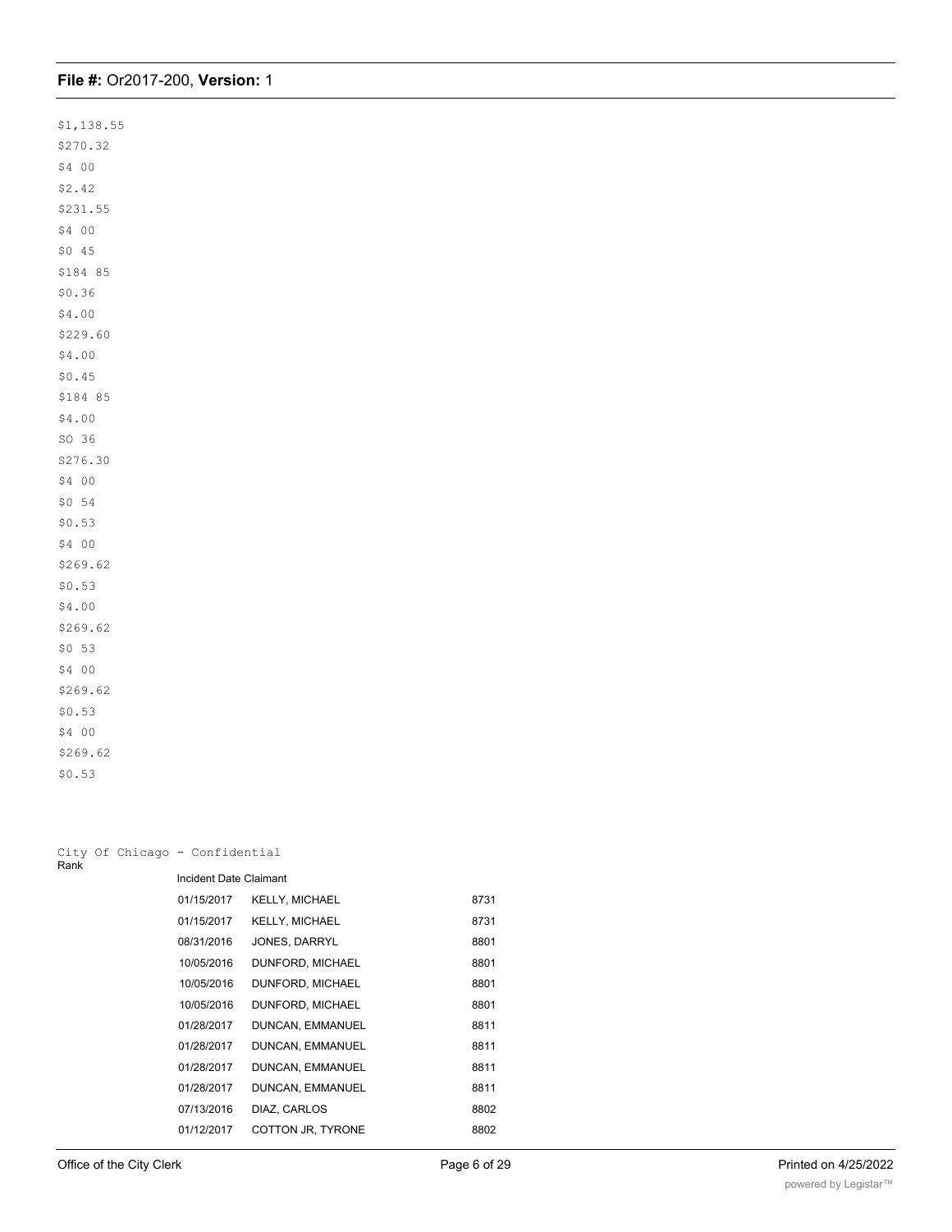$1,138.55

$270.32

$4 00

$2.42

$231.55

$4 00

$0 45

$184 85

$0.36

$4.00

$229.60

$4.00

$0.45

$184 85

$4.00

SO 36

S276.30

$4 00

$0 54

$0.53

$4 00

$269.62

$0.53

$4.00

$269.62

$0 53

$4 00

$269.62

$0.53

$4 00

$269.62

$0.53

City Of Chicago - Confidential

| Rank | Incident Date | Claimant | |
|---|---|---|---|
| | 01/15/2017 | KELLY, MICHAEL | 8731 |
| | 01/15/2017 | KELLY, MICHAEL | 8731 |
| | 08/31/2016 | JONES, DARRYL | 8801 |
| | 10/05/2016 | DUNFORD, MICHAEL | 8801 |
| | 10/05/2016 | DUNFORD, MICHAEL | 8801 |
| | 10/05/2016 | DUNFORD, MICHAEL | 8801 |
| | 01/28/2017 | DUNCAN, EMMANUEL | 8811 |
| | 01/28/2017 | DUNCAN, EMMANUEL | 8811 |
| | 01/28/2017 | DUNCAN, EMMANUEL | 8811 |
| | 01/28/2017 | DUNCAN, EMMANUEL | 8811 |
| | 07/13/2016 | DIAZ, CARLOS | 8802 |
| | 01/12/2017 | COTTON JR, TYRONE | 8802 |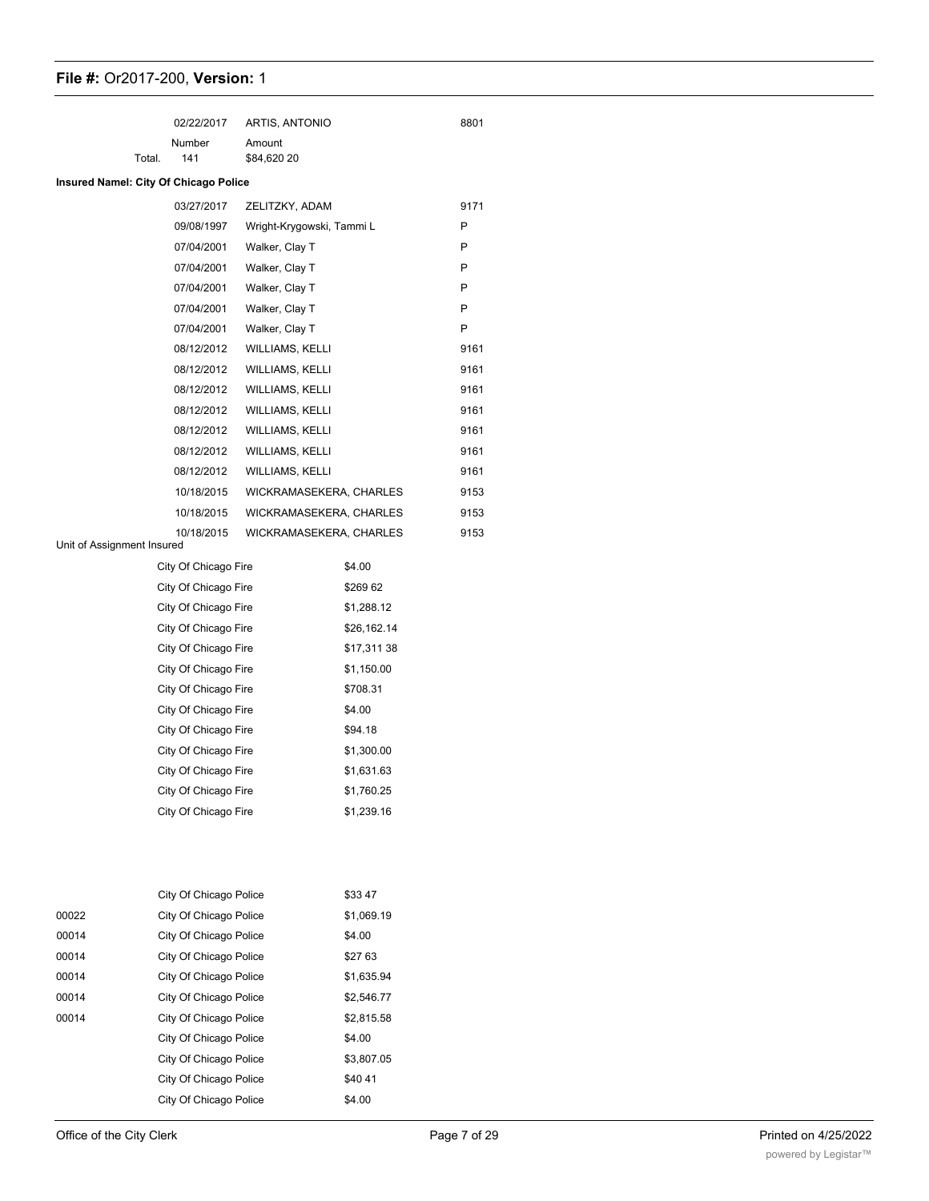| | | | |
|---|---|---|---|
| | 02/22/2017 | ARTIS, ANTONIO | 8801 |
| | Number | Amount | |
| Total. | 141 | $84,620 20 | |

**Insured NameI: City Of Chicago Police**

| Date | Name | Unit |
|---|---|---|
| 03/27/2017 | ZELITZKY, ADAM | 9171 |
| 09/08/1997 | Wright-Krygowski, Tammi L | P |
| 07/04/2001 | Walker, Clay T | P |
| 07/04/2001 | Walker, Clay T | P |
| 07/04/2001 | Walker, Clay T | P |
| 07/04/2001 | Walker, Clay T | P |
| 07/04/2001 | Walker, Clay T | P |
| 08/12/2012 | WILLIAMS, KELLI | 9161 |
| 08/12/2012 | WILLIAMS, KELLI | 9161 |
| 08/12/2012 | WILLIAMS, KELLI | 9161 |
| 08/12/2012 | WILLIAMS, KELLI | 9161 |
| 08/12/2012 | WILLIAMS, KELLI | 9161 |
| 08/12/2012 | WILLIAMS, KELLI | 9161 |
| 08/12/2012 | WILLIAMS, KELLI | 9161 |
| 10/18/2015 | WICKRAMASEKERA, CHARLES | 9153 |
| 10/18/2015 | WICKRAMASEKERA, CHARLES | 9153 |
| 10/18/2015 | WICKRAMASEKERA, CHARLES | 9153 |

| Unit of Assignment | Insured | Amount |
|---|---|---|
| | City Of Chicago Fire | $4.00 |
| | City Of Chicago Fire | $269 62 |
| | City Of Chicago Fire | $1,288.12 |
| | City Of Chicago Fire | $26,162.14 |
| | City Of Chicago Fire | $17,311 38 |
| | City Of Chicago Fire | $1,150.00 |
| | City Of Chicago Fire | $708.31 |
| | City Of Chicago Fire | $4.00 |
| | City Of Chicago Fire | $94.18 |
| | City Of Chicago Fire | $1,300.00 |
| | City Of Chicago Fire | $1,631.63 |
| | City Of Chicago Fire | $1,760.25 |
| | City Of Chicago Fire | $1,239.16 |
| | City Of Chicago Police | $33 47 |
| 00022 | City Of Chicago Police | $1,069.19 |
| 00014 | City Of Chicago Police | $4.00 |
| 00014 | City Of Chicago Police | $27 63 |
| 00014 | City Of Chicago Police | $1,635.94 |
| 00014 | City Of Chicago Police | $2,546.77 |
| 00014 | City Of Chicago Police | $2,815.58 |
| | City Of Chicago Police | $4.00 |
| | City Of Chicago Police | $3,807.05 |
| | City Of Chicago Police | $40 41 |
| | City Of Chicago Police | $4.00 |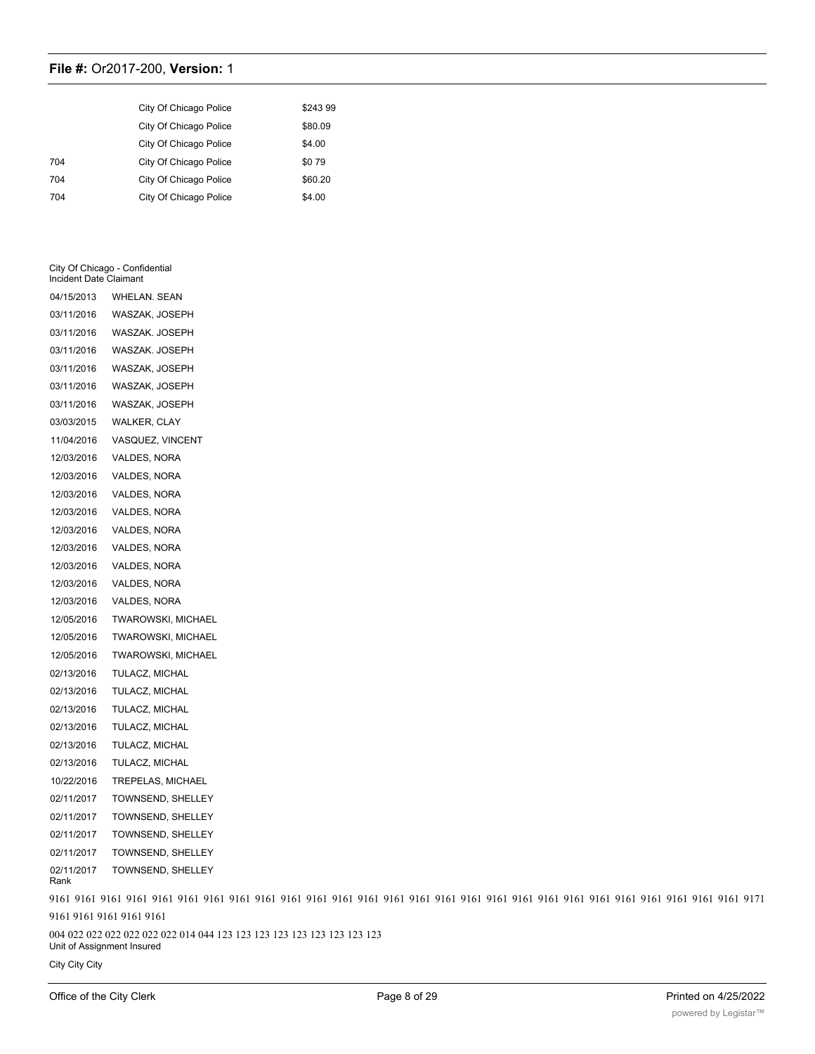| | | |
|---|---|---|
| | City Of Chicago Police | $243 99 |
| | City Of Chicago Police | $80.09 |
| | City Of Chicago Police | $4.00 |
| 704 | City Of Chicago Police | $0 79 |
| 704 | City Of Chicago Police | $60.20 |
| 704 | City Of Chicago Police | $4.00 |

City Of Chicago - Confidential

| Incident Date | Claimant |
|---|---|
| 04/15/2013 | WHELAN. SEAN |
| 03/11/2016 | WASZAK, JOSEPH |
| 03/11/2016 | WASZAK. JOSEPH |
| 03/11/2016 | WASZAK. JOSEPH |
| 03/11/2016 | WASZAK, JOSEPH |
| 03/11/2016 | WASZAK, JOSEPH |
| 03/11/2016 | WASZAK, JOSEPH |
| 03/03/2015 | WALKER, CLAY |
| 11/04/2016 | VASQUEZ, VINCENT |
| 12/03/2016 | VALDES, NORA |
| 12/03/2016 | VALDES, NORA |
| 12/03/2016 | VALDES, NORA |
| 12/03/2016 | VALDES, NORA |
| 12/03/2016 | VALDES, NORA |
| 12/03/2016 | VALDES, NORA |
| 12/03/2016 | VALDES, NORA |
| 12/03/2016 | VALDES, NORA |
| 12/03/2016 | VALDES, NORA |
| 12/05/2016 | TWAROWSKI, MICHAEL |
| 12/05/2016 | TWAROWSKI, MICHAEL |
| 12/05/2016 | TWAROWSKI, MICHAEL |
| 02/13/2016 | TULACZ, MICHAL |
| 02/13/2016 | TULACZ, MICHAL |
| 02/13/2016 | TULACZ, MICHAL |
| 02/13/2016 | TULACZ, MICHAL |
| 02/13/2016 | TULACZ, MICHAL |
| 02/13/2016 | TULACZ, MICHAL |
| 10/22/2016 | TREPELAS, MICHAEL |
| 02/11/2017 | TOWNSEND, SHELLEY |
| 02/11/2017 | TOWNSEND, SHELLEY |
| 02/11/2017 | TOWNSEND, SHELLEY |
| 02/11/2017 | TOWNSEND, SHELLEY |
| 02/11/2017 | TOWNSEND, SHELLEY |

Rank

9161 9161 9161 9161 9161 9161 9161 9161 9161 9161 9161 9161 9161 9161 9161 9161 9161 9161 9161 9161 9161 9161 9161 9161 9161 9161 9161 9171 9161 9161 9161 9161 9161

004 022 022 022 022 022 022 014 044 123 123 123 123 123 123 123 123 123

Unit of Assignment Insured

City City City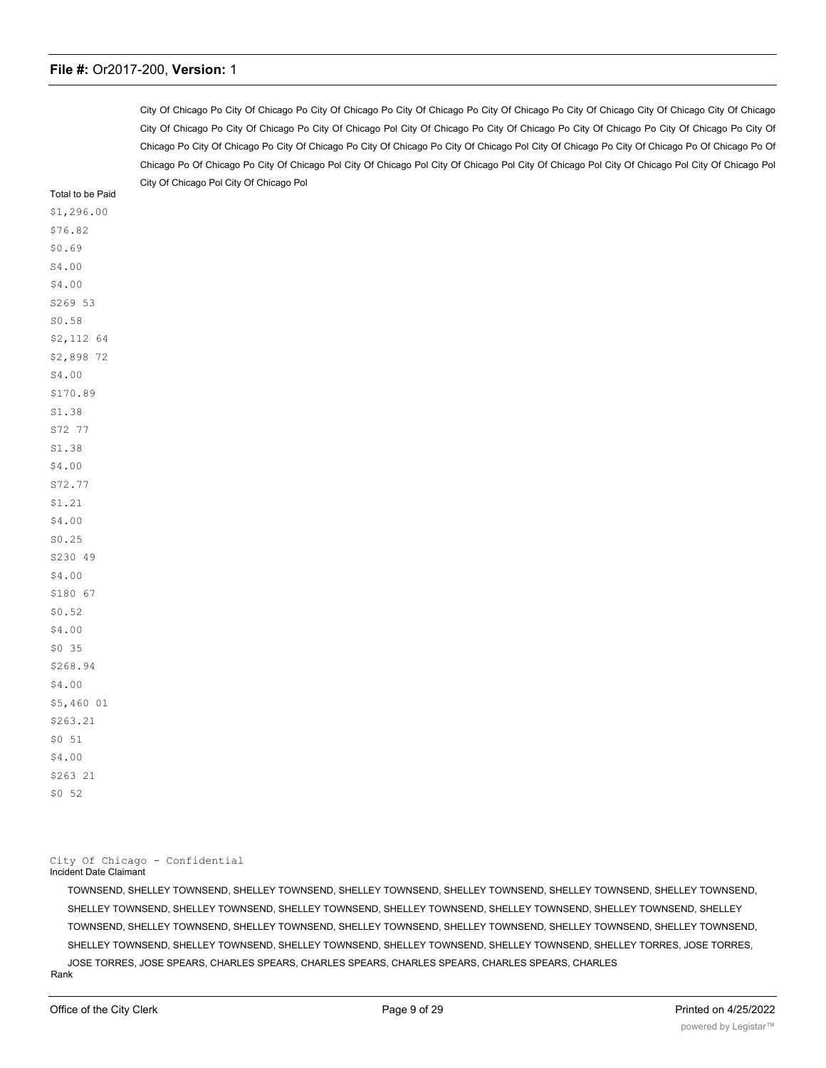City Of Chicago Po City Of Chicago Po City Of Chicago Po City Of Chicago Po City Of Chicago Po City Of Chicago City Of Chicago City Of Chicago City Of Chicago Po City Of Chicago Po City Of Chicago Pol City Of Chicago Po City Of Chicago Po City Of Chicago Po City Of Chicago Po City Of Chicago Po City Of Chicago Po City Of Chicago Po City Of Chicago Po City Of Chicago Pol City Of Chicago Po City Of Chicago Po Of Chicago Po Of Chicago Po Of Chicago Po City Of Chicago Pol City Of Chicago Pol City Of Chicago Pol City Of Chicago Pol City Of Chicago Pol City Of Chicago Pol City Of Chicago Pol City Of Chicago Pol

Total to be Paid

$1,296.00
$76.82
$0.69
S4.00
$4.00
S269 53
S0.58
$2,112 64
$2,898 72
S4.00
$170.89
S1.38
S72 77
S1.38
$4.00
S72.77
$1.21
$4.00
S0.25
S230 49
$4.00
$180 67
$0.52
$4.00
$0 35
$268.94
$4.00
$5,460 01
$263.21
$0 51
$4.00
$263 21
$0 52

City Of Chicago - Confidential

Incident Date Claimant

TOWNSEND, SHELLEY TOWNSEND, SHELLEY TOWNSEND, SHELLEY TOWNSEND, SHELLEY TOWNSEND, SHELLEY TOWNSEND, SHELLEY TOWNSEND, SHELLEY TOWNSEND, SHELLEY TOWNSEND, SHELLEY TOWNSEND, SHELLEY TOWNSEND, SHELLEY TOWNSEND, SHELLEY TOWNSEND, SHELLEY TOWNSEND, SHELLEY TOWNSEND, SHELLEY TOWNSEND, SHELLEY TOWNSEND, SHELLEY TOWNSEND, SHELLEY TOWNSEND, SHELLEY TOWNSEND, SHELLEY TOWNSEND, SHELLEY TOWNSEND, SHELLEY TOWNSEND, SHELLEY TOWNSEND, SHELLEY TORRES, JOSE TORRES, JOSE TORRES, JOSE SPEARS, CHARLES SPEARS, CHARLES SPEARS, CHARLES SPEARS, CHARLES SPEARS, CHARLES

Rank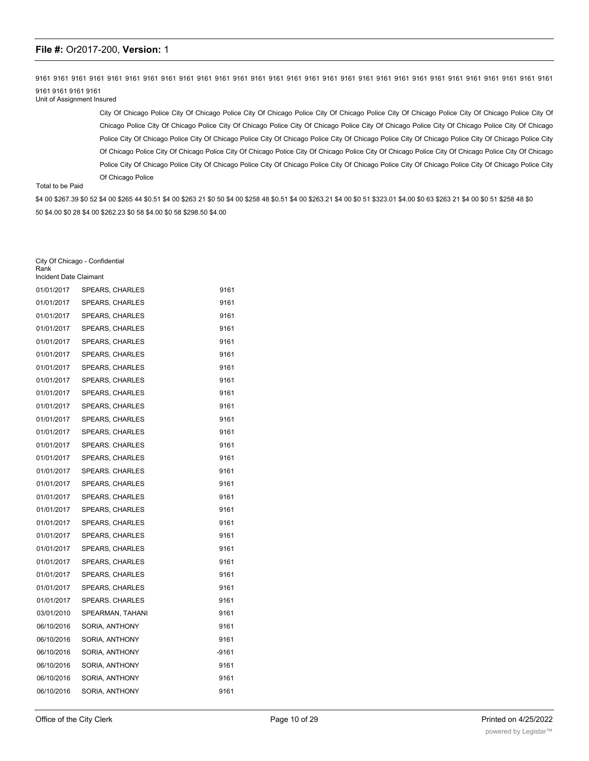9161 9161 9161 9161 9161 9161 9161 9161 9161 9161 9161 9161 9161 9161 9161 9161 9161 9161 9161 9161 9161 9161 9161 9161 9161 9161 9161 9161 9161 9161 9161 9161 9161

Unit of Assignment Insured

City Of Chicago Police City Of Chicago Police City Of Chicago Police City Of Chicago Police City Of Chicago Police City Of Chicago Police City Of Chicago Police City Of Chicago Police City Of Chicago Police City Of Chicago Police City Of Chicago Police City Of Chicago Police City Of Chicago Police City Of Chicago Police City Of Chicago Police City Of Chicago Police City Of Chicago Police City Of Chicago Police City Of Chicago Police City Of Chicago Police City Of Chicago Police City Of Chicago Police City Of Chicago Police City Of Chicago Police City Of Chicago Police City Of Chicago Police City Of Chicago Police City Of Chicago Police City Of Chicago Police City Of Chicago Police City Of Chicago Police City Of Chicago Police City Of Chicago Police City Of Chicago Police

Total to be Paid

$4 00 $267.39 $0 52 $4 00 $265 44 $0.51 $4 00 $263 21 $0 50 $4 00 $258 48 $0.51 $4 00 $263.21 $4 00 $0 51 $323.01 $4.00 $0 63 $263 21 $4 00 $0 51 $258 48 $0 50 $4.00 $0 28 $4 00 $262.23 $0 58 $4.00 $0 58 $298.50 $4.00

City Of Chicago - Confidential

| Incident Date | Claimant | Rank |
|---|---|---|
| 01/01/2017 | SPEARS, CHARLES | 9161 |
| 01/01/2017 | SPEARS, CHARLES | 9161 |
| 01/01/2017 | SPEARS, CHARLES | 9161 |
| 01/01/2017 | SPEARS, CHARLES | 9161 |
| 01/01/2017 | SPEARS, CHARLES | 9161 |
| 01/01/2017 | SPEARS, CHARLES | 9161 |
| 01/01/2017 | SPEARS, CHARLES | 9161 |
| 01/01/2017 | SPEARS, CHARLES | 9161 |
| 01/01/2017 | SPEARS, CHARLES | 9161 |
| 01/01/2017 | SPEARS, CHARLES | 9161 |
| 01/01/2017 | SPEARS, CHARLES | 9161 |
| 01/01/2017 | SPEARS, CHARLES | 9161 |
| 01/01/2017 | SPEARS. CHARLES | 9161 |
| 01/01/2017 | SPEARS, CHARLES | 9161 |
| 01/01/2017 | SPEARS. CHARLES | 9161 |
| 01/01/2017 | SPEARS, CHARLES | 9161 |
| 01/01/2017 | SPEARS, CHARLES | 9161 |
| 01/01/2017 | SPEARS, CHARLES | 9161 |
| 01/01/2017 | SPEARS, CHARLES | 9161 |
| 01/01/2017 | SPEARS, CHARLES | 9161 |
| 01/01/2017 | SPEARS, CHARLES | 9161 |
| 01/01/2017 | SPEARS, CHARLES | 9161 |
| 01/01/2017 | SPEARS, CHARLES | 9161 |
| 01/01/2017 | SPEARS, CHARLES | 9161 |
| 01/01/2017 | SPEARS. CHARLES | 9161 |
| 03/01/2010 | SPEARMAN, TAHANI | 9161 |
| 06/10/2016 | SORIA, ANTHONY | 9161 |
| 06/10/2016 | SORIA, ANTHONY | 9161 |
| 06/10/2016 | SORIA, ANTHONY | -9161 |
| 06/10/2016 | SORIA, ANTHONY | 9161 |
| 06/10/2016 | SORIA, ANTHONY | 9161 |
| 06/10/2016 | SORIA, ANTHONY | 9161 |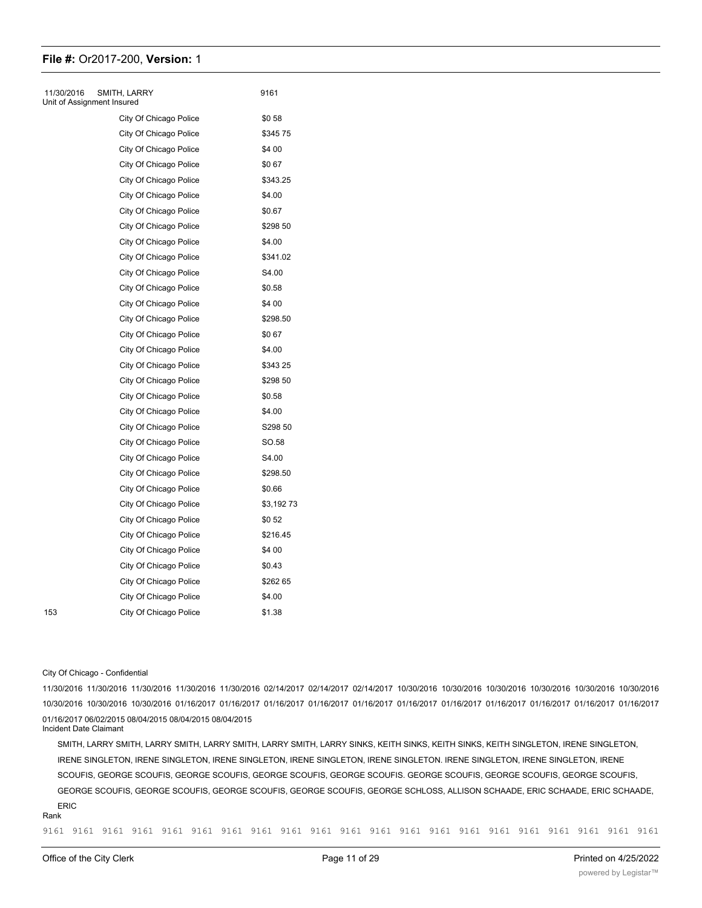11/30/2016 SMITH, LARRY 9161

Unit of Assignment Insured

| | | |
|---|---|---|
| | City Of Chicago Police | $0 58 |
| | City Of Chicago Police | $345 75 |
| | City Of Chicago Police | $4 00 |
| | City Of Chicago Police | $0 67 |
| | City Of Chicago Police | $343.25 |
| | City Of Chicago Police | $4.00 |
| | City Of Chicago Police | $0.67 |
| | City Of Chicago Police | $298 50 |
| | City Of Chicago Police | $4.00 |
| | City Of Chicago Police | $341.02 |
| | City Of Chicago Police | S4.00 |
| | City Of Chicago Police | $0.58 |
| | City Of Chicago Police | $4 00 |
| | City Of Chicago Police | $298.50 |
| | City Of Chicago Police | $0 67 |
| | City Of Chicago Police | $4.00 |
| | City Of Chicago Police | $343 25 |
| | City Of Chicago Police | $298 50 |
| | City Of Chicago Police | $0.58 |
| | City Of Chicago Police | $4.00 |
| | City Of Chicago Police | S298 50 |
| | City Of Chicago Police | SO.58 |
| | City Of Chicago Police | S4.00 |
| | City Of Chicago Police | $298.50 |
| | City Of Chicago Police | $0.66 |
| | City Of Chicago Police | $3,192 73 |
| | City Of Chicago Police | $0 52 |
| | City Of Chicago Police | $216.45 |
| | City Of Chicago Police | $4 00 |
| | City Of Chicago Police | $0.43 |
| | City Of Chicago Police | $262 65 |
| | City Of Chicago Police | $4.00 |
| 153 | City Of Chicago Police | $1.38 |

City Of Chicago - Confidential

11/30/2016 11/30/2016 11/30/2016 11/30/2016 11/30/2016 02/14/2017 02/14/2017 02/14/2017 10/30/2016 10/30/2016 10/30/2016 10/30/2016 10/30/2016 10/30/2016 10/30/2016 10/30/2016 10/30/2016 01/16/2017 01/16/2017 01/16/2017 01/16/2017 01/16/2017 01/16/2017 01/16/2017 01/16/2017 01/16/2017 01/16/2017 01/16/2017 01/16/2017 06/02/2015 08/04/2015 08/04/2015 08/04/2015

Incident Date Claimant

SMITH, LARRY SMITH, LARRY SMITH, LARRY SMITH, LARRY SMITH, LARRY SINKS, KEITH SINKS, KEITH SINKS, KEITH SINGLETON, IRENE SINGLETON, IRENE SINGLETON, IRENE SINGLETON, IRENE SINGLETON, IRENE SINGLETON, IRENE SINGLETON. IRENE SINGLETON, IRENE SINGLETON, IRENE SCOUFIS, GEORGE SCOUFIS, GEORGE SCOUFIS, GEORGE SCOUFIS, GEORGE SCOUFIS. GEORGE SCOUFIS, GEORGE SCOUFIS, GEORGE SCOUFIS, GEORGE SCOUFIS, GEORGE SCOUFIS, GEORGE SCOUFIS, GEORGE SCOUFIS, GEORGE SCHLOSS, ALLISON SCHAADE, ERIC SCHAADE, ERIC SCHAADE, ERIC

Rank

9161 9161 9161 9161 9161 9161 9161 9161 9161 9161 9161 9161 9161 9161 9161 9161 9161 9161 9161 9161 9161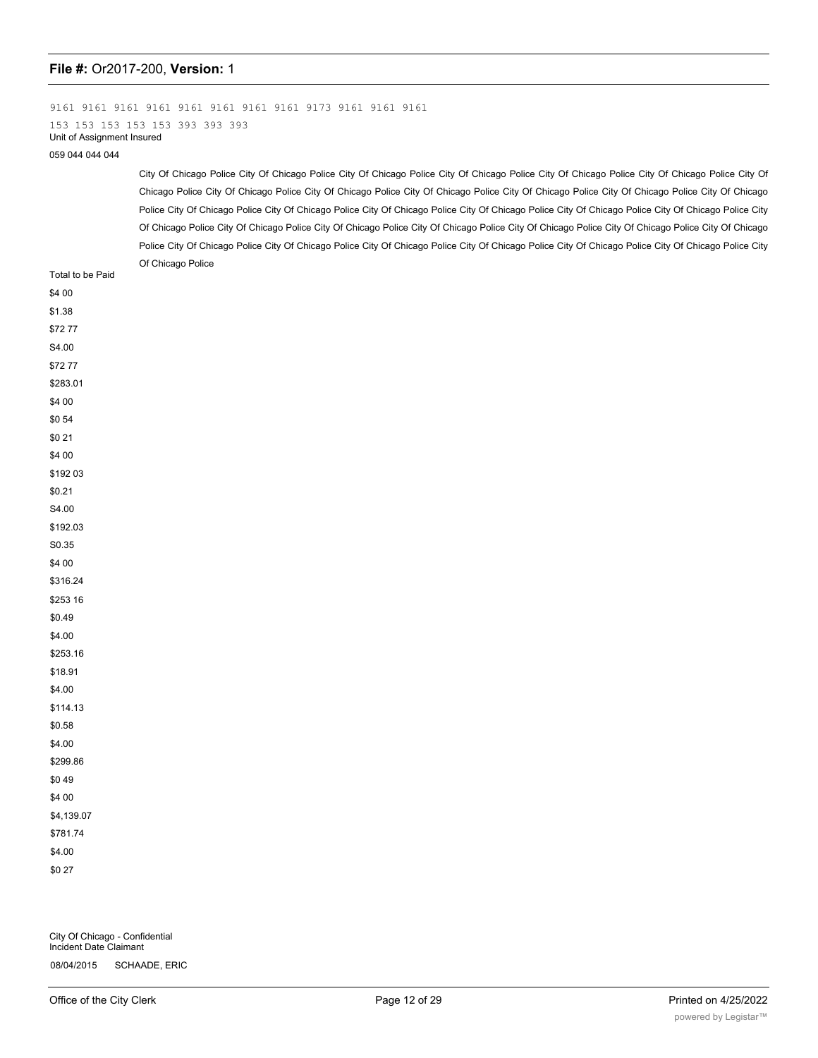9161 9161 9161 9161 9161 9161 9161 9161 9173 9161 9161 9161

153 153 153 153 153 393 393 393

Unit of Assignment Insured

059 044 044 044

City Of Chicago Police City Of Chicago Police City Of Chicago Police City Of Chicago Police City Of Chicago Police City Of Chicago Police City Of Chicago Police City Of Chicago Police City Of Chicago Police City Of Chicago Police City Of Chicago Police City Of Chicago Police City Of Chicago Police City Of Chicago Police City Of Chicago Police City Of Chicago Police City Of Chicago Police City Of Chicago Police City Of Chicago Police City Of Chicago Police City Of Chicago Police City Of Chicago Police City Of Chicago Police City Of Chicago Police City Of Chicago Police City Of Chicago Police City Of Chicago Police City Of Chicago Police City Of Chicago Police City Of Chicago Police City Of Chicago Police City Of Chicago Police City Of Chicago Police City Of Chicago Police

Total to be Paid

$4 00

$1.38

$72 77

S4.00

$72 77

$283.01

$4 00

$0 54

$0 21

$4 00

$192 03

$0.21

S4.00

$192.03

S0.35

$4 00

$316.24

$253 16

$0.49

$4.00

$253.16

$18.91

$4.00

$114.13

$0.58

$4.00

$299.86

$0 49

$4 00

$4,139.07

$781.74

$4.00

$0 27

City Of Chicago - Confidential

Incident Date Claimant

08/04/2015 SCHAADE, ERIC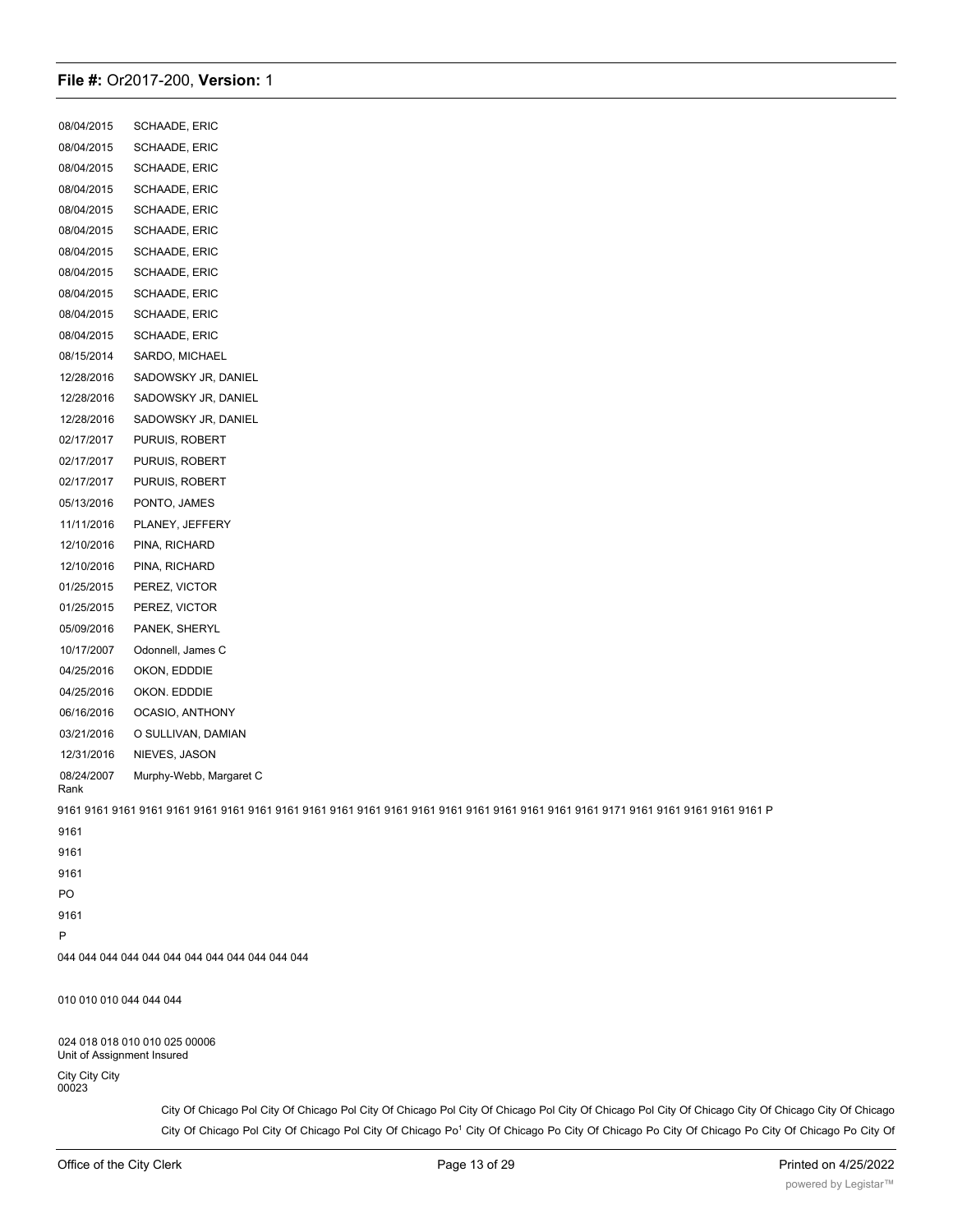| | |
|---|---|
| 08/04/2015 | SCHAADE, ERIC |
| 08/04/2015 | SCHAADE, ERIC |
| 08/04/2015 | SCHAADE, ERIC |
| 08/04/2015 | SCHAADE, ERIC |
| 08/04/2015 | SCHAADE, ERIC |
| 08/04/2015 | SCHAADE, ERIC |
| 08/04/2015 | SCHAADE, ERIC |
| 08/04/2015 | SCHAADE, ERIC |
| 08/04/2015 | SCHAADE, ERIC |
| 08/04/2015 | SCHAADE, ERIC |
| 08/15/2014 | SARDO, MICHAEL |
| 12/28/2016 | SADOWSKY JR, DANIEL |
| 12/28/2016 | SADOWSKY JR, DANIEL |
| 12/28/2016 | SADOWSKY JR, DANIEL |
| 02/17/2017 | PURUIS, ROBERT |
| 02/17/2017 | PURUIS, ROBERT |
| 02/17/2017 | PURUIS, ROBERT |
| 05/13/2016 | PONTO, JAMES |
| 11/11/2016 | PLANEY, JEFFERY |
| 12/10/2016 | PINA, RICHARD |
| 12/10/2016 | PINA, RICHARD |
| 01/25/2015 | PEREZ, VICTOR |
| 01/25/2015 | PEREZ, VICTOR |
| 05/09/2016 | PANEK, SHERYL |
| 10/17/2007 | Odonnell, James C |
| 04/25/2016 | OKON, EDDDIE |
| 04/25/2016 | OKON. EDDDIE |
| 06/16/2016 | OCASIO, ANTHONY |
| 03/21/2016 | O SULLIVAN, DAMIAN |
| 12/31/2016 | NIEVES, JASON |
| 08/24/2007 | Murphy-Webb, Margaret C |

Rank

9161 9161 9161 9161 9161 9161 9161 9161 9161 9161 9161 9161 9161 9161 9161 9161 9161 9161 9161 9161 9171 9161 9161 9161 9161 9161 P

9161

9161

9161

PO

9161

P

044 044 044 044 044 044 044 044 044 044 044 044

010 010 010 044 044 044

024 018 018 010 010 025 00006

Unit of Assignment Insured

City City City

00023

City Of Chicago Pol City Of Chicago Pol City Of Chicago Pol City Of Chicago Pol City Of Chicago Pol City Of Chicago City Of Chicago City Of Chicago

City Of Chicago Pol City Of Chicago Pol City Of Chicago Po[1] City Of Chicago Po City Of Chicago Po City Of Chicago Po City Of Chicago Po City Of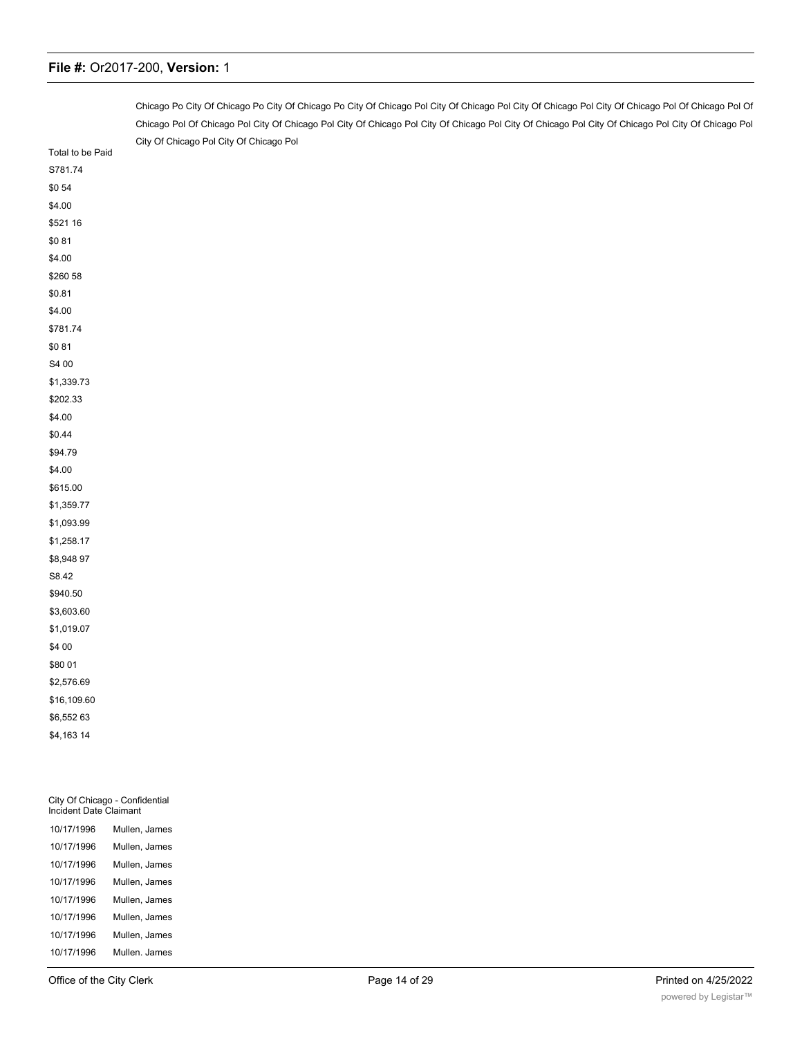Chicago Po City Of Chicago Po City Of Chicago Po City Of Chicago Pol City Of Chicago Pol City Of Chicago Pol City Of Chicago Pol Of Chicago Pol Of Chicago Pol Of Chicago Pol City Of Chicago Pol City Of Chicago Pol City Of Chicago Pol City Of Chicago Pol City Of Chicago Pol City Of Chicago Pol City Of Chicago Pol City Of Chicago Pol

Total to be Paid

S781.74

$0 54

$4.00

$521 16

$0 81

$4.00

$260 58

$0.81

$4.00

$781.74

$0 81

S4 00

$1,339.73

$202.33

$4.00

$0.44

$94.79

$4.00

$615.00

$1,359.77

$1,093.99

$1,258.17

$8,948 97

S8.42

$940.50

$3,603.60

$1,019.07

$4 00

$80 01

$2,576.69

$16,109.60

$6,552 63

$4,163 14

City Of Chicago - Confidential

| Incident Date | Claimant |
|---|---|
| 10/17/1996 | Mullen, James |
| 10/17/1996 | Mullen, James |
| 10/17/1996 | Mullen, James |
| 10/17/1996 | Mullen, James |
| 10/17/1996 | Mullen, James |
| 10/17/1996 | Mullen, James |
| 10/17/1996 | Mullen, James |
| 10/17/1996 | Mullen. James |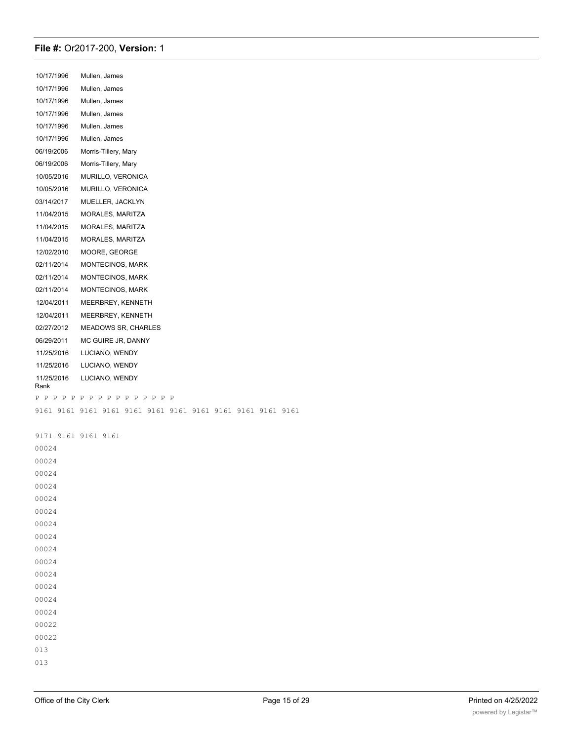10/17/1996 Mullen, James
10/17/1996 Mullen, James
10/17/1996 Mullen, James
10/17/1996 Mullen, James
10/17/1996 Mullen, James
10/17/1996 Mullen, James
06/19/2006 Morris-Tillery, Mary
06/19/2006 Morris-Tillery, Mary
10/05/2016 MURILLO, VERONICA
10/05/2016 MURILLO, VERONICA
03/14/2017 MUELLER, JACKLYN
11/04/2015 MORALES, MARITZA
11/04/2015 MORALES, MARITZA
11/04/2015 MORALES, MARITZA
12/02/2010 MOORE, GEORGE
02/11/2014 MONTECINOS, MARK
02/11/2014 MONTECINOS, MARK
02/11/2014 MONTECINOS, MARK
12/04/2011 MEERBREY, KENNETH
12/04/2011 MEERBREY, KENNETH
02/27/2012 MEADOWS SR, CHARLES
06/29/2011 MC GUIRE JR, DANNY
11/25/2016 LUCIANO, WENDY
11/25/2016 LUCIANO, WENDY
11/25/2016 LUCIANO, WENDY

Rank

P P P P P P P P P P P P P P P P

9161 9161 9161 9161 9161 9161 9161 9161 9161 9161 9161 9161

9171 9161 9161 9161

00024
00024
00024
00024
00024
00024
00024
00024
00024
00024
00024
00024
00024
00024
00022
00022
013
013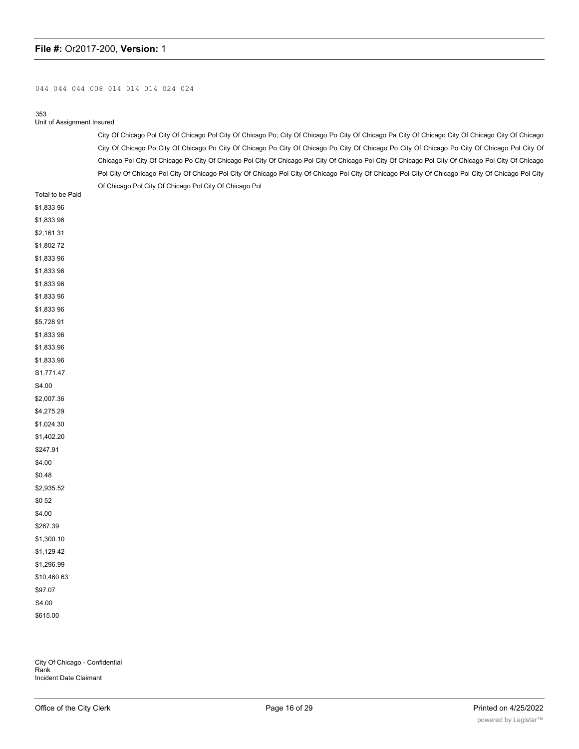044 044 044 008 014 014 014 024 024

353
Unit of Assignment Insured

City Of Chicago Pol City Of Chicago Pol City Of Chicago Po; City Of Chicago Po City Of Chicago Pa City Of Chicago City Of Chicago City Of Chicago City Of Chicago Po City Of Chicago Po City Of Chicago Po City Of Chicago Po City Of Chicago Po City Of Chicago Po City Of Chicago Pol City Of Chicago Pol City Of Chicago Po City Of Chicago Pol City Of Chicago Pol City Of Chicago Pol City Of Chicago Pol City Of Chicago Pol City Of Chicago Pol City Of Chicago Pol City Of Chicago Pol City Of Chicago Pol City Of Chicago Pol City Of Chicago Pol City Of Chicago Pol City Of Chicago Pol City Of Chicago Pol City Of Chicago Pol City Of Chicago Pol City Of Chicago Pol

Total to be Paid

$1,833 96
$1,833 96
$2,161 31
$1,802 72
$1,833 96
$1,833 96
$1,833 96
$1,833 96
$1,833 96
$5,728 91
$1,833 96
$1,833.96
$1,833.96
S1.771.47
S4.00
$2,007.36
$4,275.29
$1,024.30
$1,402.20
$247.91
$4.00
$0.48
$2,935.52
$0 52
$4.00
$267.39
$1,300.10
$1,129 42
$1,296.99
$10,460 63
$97.07
S4.00
$615.00

City Of Chicago - Confidential
Rank
Incident Date Claimant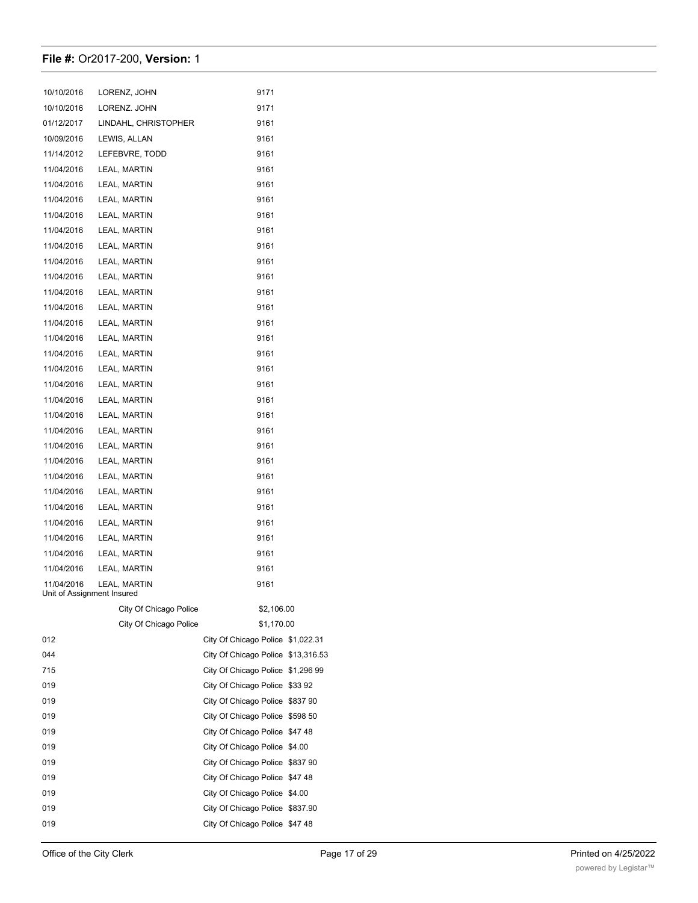| | | |
|---|---|---|
| 10/10/2016 | LORENZ, JOHN | 9171 |
| 10/10/2016 | LORENZ. JOHN | 9171 |
| 01/12/2017 | LINDAHL, CHRISTOPHER | 9161 |
| 10/09/2016 | LEWIS, ALLAN | 9161 |
| 11/14/2012 | LEFEBVRE, TODD | 9161 |
| 11/04/2016 | LEAL, MARTIN | 9161 |
| 11/04/2016 | LEAL, MARTIN | 9161 |
| 11/04/2016 | LEAL, MARTIN | 9161 |
| 11/04/2016 | LEAL, MARTIN | 9161 |
| 11/04/2016 | LEAL, MARTIN | 9161 |
| 11/04/2016 | LEAL, MARTIN | 9161 |
| 11/04/2016 | LEAL, MARTIN | 9161 |
| 11/04/2016 | LEAL, MARTIN | 9161 |
| 11/04/2016 | LEAL, MARTIN | 9161 |
| 11/04/2016 | LEAL, MARTIN | 9161 |
| 11/04/2016 | LEAL, MARTIN | 9161 |
| 11/04/2016 | LEAL, MARTIN | 9161 |
| 11/04/2016 | LEAL, MARTIN | 9161 |
| 11/04/2016 | LEAL, MARTIN | 9161 |
| 11/04/2016 | LEAL, MARTIN | 9161 |
| 11/04/2016 | LEAL, MARTIN | 9161 |
| 11/04/2016 | LEAL, MARTIN | 9161 |
| 11/04/2016 | LEAL, MARTIN | 9161 |
| 11/04/2016 | LEAL, MARTIN | 9161 |
| 11/04/2016 | LEAL, MARTIN | 9161 |
| 11/04/2016 | LEAL, MARTIN | 9161 |
| 11/04/2016 | LEAL, MARTIN | 9161 |
| 11/04/2016 | LEAL, MARTIN | 9161 |
| 11/04/2016 | LEAL, MARTIN | 9161 |
| 11/04/2016 | LEAL, MARTIN | 9161 |
| 11/04/2016 | LEAL, MARTIN | 9161 |
| 11/04/2016 | LEAL, MARTIN | 9161 |

| Unit of Assignment | Insured | |
|---|---|---|
| | City Of Chicago Police | $2,106.00 |
| | City Of Chicago Police | $1,170.00 |
| 012 | City Of Chicago Police | $1,022.31 |
| 044 | City Of Chicago Police | $13,316.53 |
| 715 | City Of Chicago Police | $1,296 99 |
| 019 | City Of Chicago Police | $33 92 |
| 019 | City Of Chicago Police | $837 90 |
| 019 | City Of Chicago Police | $598 50 |
| 019 | City Of Chicago Police | $47 48 |
| 019 | City Of Chicago Police | $4.00 |
| 019 | City Of Chicago Police | $837 90 |
| 019 | City Of Chicago Police | $47 48 |
| 019 | City Of Chicago Police | $4.00 |
| 019 | City Of Chicago Police | $837.90 |
| 019 | City Of Chicago Police | $47 48 |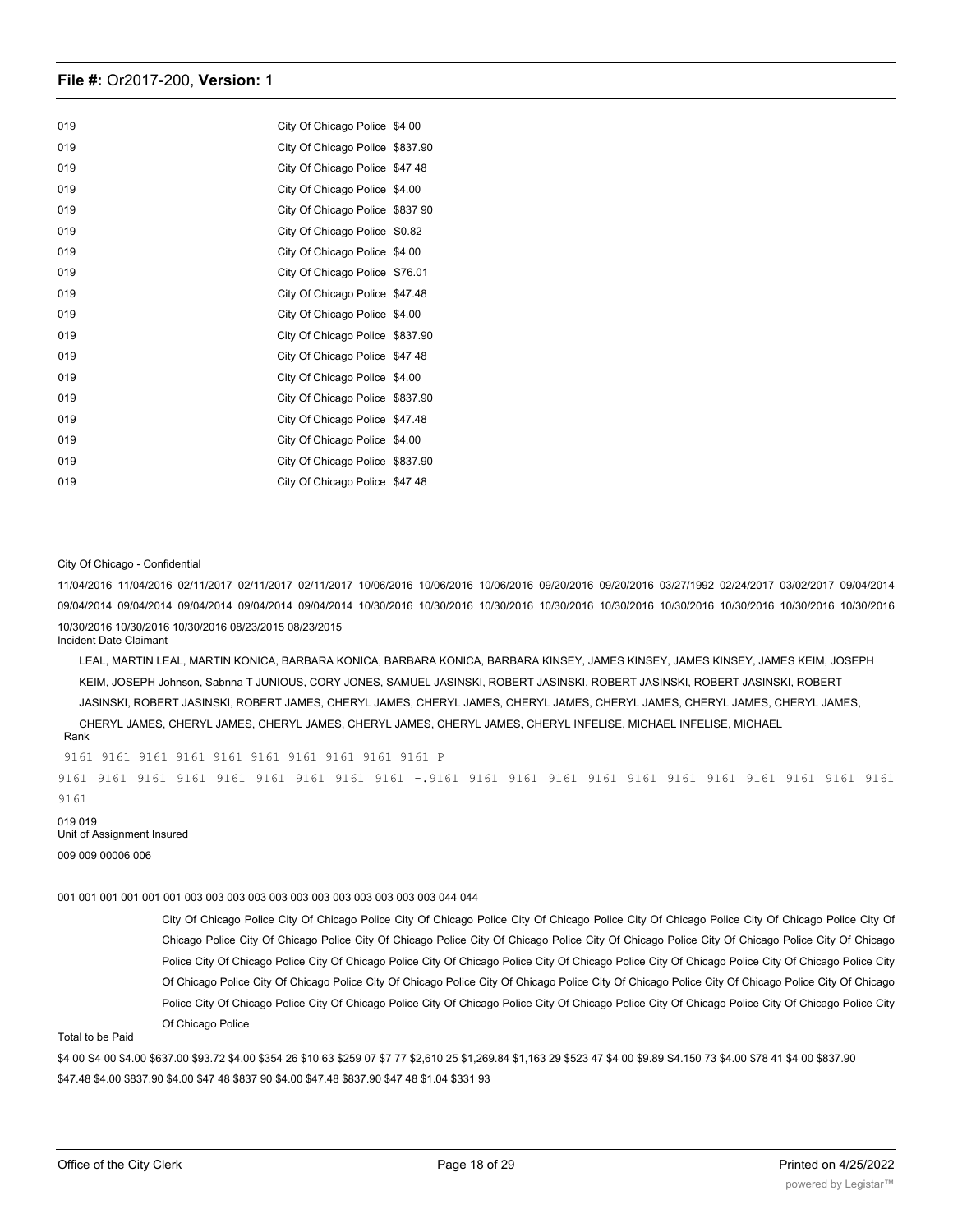| | |
|---|---|
| 019 | City Of Chicago Police $4 00 |
| 019 | City Of Chicago Police $837.90 |
| 019 | City Of Chicago Police $47 48 |
| 019 | City Of Chicago Police $4.00 |
| 019 | City Of Chicago Police $837 90 |
| 019 | City Of Chicago Police S0.82 |
| 019 | City Of Chicago Police $4 00 |
| 019 | City Of Chicago Police S76.01 |
| 019 | City Of Chicago Police $47.48 |
| 019 | City Of Chicago Police $4.00 |
| 019 | City Of Chicago Police $837.90 |
| 019 | City Of Chicago Police $47 48 |
| 019 | City Of Chicago Police $4.00 |
| 019 | City Of Chicago Police $837.90 |
| 019 | City Of Chicago Police $47.48 |
| 019 | City Of Chicago Police $4.00 |
| 019 | City Of Chicago Police $837.90 |
| 019 | City Of Chicago Police $47 48 |

City Of Chicago - Confidential

11/04/2016 11/04/2016 02/11/2017 02/11/2017 02/11/2017 10/06/2016 10/06/2016 10/06/2016 09/20/2016 09/20/2016 03/27/1992 02/24/2017 03/02/2017 09/04/2014 09/04/2014 09/04/2014 09/04/2014 09/04/2014 09/04/2014 10/30/2016 10/30/2016 10/30/2016 10/30/2016 10/30/2016 10/30/2016 10/30/2016 10/30/2016 10/30/2016 10/30/2016 10/30/2016 10/30/2016 08/23/2015 08/23/2015

Incident Date Claimant

LEAL, MARTIN LEAL, MARTIN KONICA, BARBARA KONICA, BARBARA KONICA, BARBARA KINSEY, JAMES KINSEY, JAMES KINSEY, JAMES KEIM, JOSEPH KEIM, JOSEPH Johnson, Sabnna T JUNIOUS, CORY JONES, SAMUEL JASINSKI, ROBERT JASINSKI, ROBERT JASINSKI, ROBERT JASINSKI, ROBERT JASINSKI, ROBERT JASINSKI, ROBERT JAMES, CHERYL JAMES, CHERYL JAMES, CHERYL JAMES, CHERYL JAMES, CHERYL JAMES, CHERYL JAMES, CHERYL JAMES, CHERYL JAMES, CHERYL JAMES, CHERYL JAMES, CHERYL JAMES, CHERYL INFELISE, MICHAEL INFELISE, MICHAEL

Rank

9161 9161 9161 9161 9161 9161 9161 9161 9161 9161 P

9161 9161 9161 9161 9161 9161 9161 9161 9161 -.9161 9161 9161 9161 9161 9161 9161 9161 9161 9161 9161 9161 9161

019 019

Unit of Assignment Insured

009 009 00006 006

001 001 001 001 001 001 003 003 003 003 003 003 003 003 003 003 003 003 044 044

City Of Chicago Police City Of Chicago Police City Of Chicago Police City Of Chicago Police City Of Chicago Police City Of Chicago Police City Of Chicago Police City Of Chicago Police City Of Chicago Police City Of Chicago Police City Of Chicago Police City Of Chicago Police City Of Chicago Police City Of Chicago Police City Of Chicago Police City Of Chicago Police City Of Chicago Police City Of Chicago Police City Of Chicago Police City Of Chicago Police City Of Chicago Police City Of Chicago Police City Of Chicago Police City Of Chicago Police City Of Chicago Police City Of Chicago Police City Of Chicago Police City Of Chicago Police City Of Chicago Police City Of Chicago Police City Of Chicago Police City Of Chicago Police City Of Chicago Police

Total to be Paid

$4 00 S4 00 $4.00 $637.00 $93.72 $4.00 $354 26 $10 63 $259 07 $7 77 $2,610 25 $1,269.84 $1,163 29 $523 47 $4 00 $9.89 S4.150 73 $4.00 $78 41 $4 00 $837.90 $47.48 $4.00 $837.90 $4.00 $47 48 $837 90 $4.00 $47.48 $837.90 $47 48 $1.04 $331 93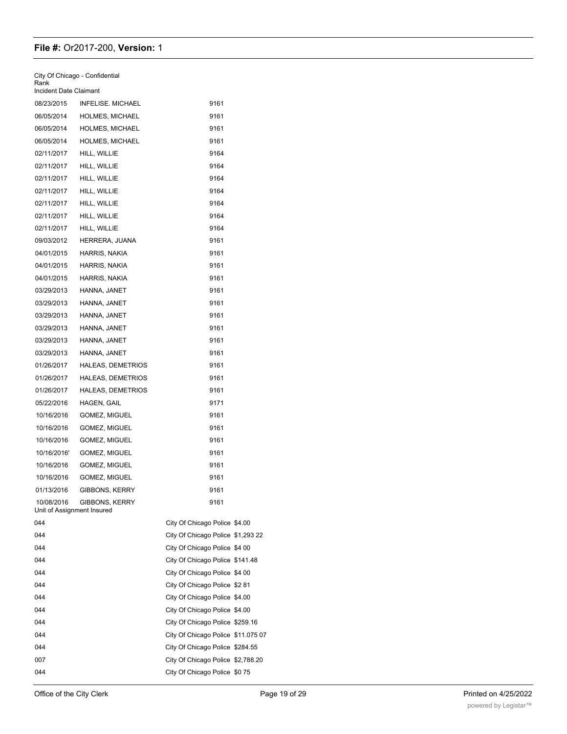**File #:** Or2017-200, **Version:** 1

City Of Chicago - Confidential

| Incident Date | Claimant | Rank |
|---|---|---|
| 08/23/2015 | INFELISE. MICHAEL | 9161 |
| 06/05/2014 | HOLMES, MICHAEL | 9161 |
| 06/05/2014 | HOLMES, MICHAEL | 9161 |
| 06/05/2014 | HOLMES, MICHAEL | 9161 |
| 02/11/2017 | HILL, WILLIE | 9164 |
| 02/11/2017 | HILL, WILLIE | 9164 |
| 02/11/2017 | HILL, WILLIE | 9164 |
| 02/11/2017 | HILL, WILLIE | 9164 |
| 02/11/2017 | HILL, WILLIE | 9164 |
| 02/11/2017 | HILL, WILLIE | 9164 |
| 02/11/2017 | HILL, WILLIE | 9164 |
| 09/03/2012 | HERRERA, JUANA | 9161 |
| 04/01/2015 | HARRIS, NAKIA | 9161 |
| 04/01/2015 | HARRIS, NAKIA | 9161 |
| 04/01/2015 | HARRIS, NAKIA | 9161 |
| 03/29/2013 | HANNA, JANET | 9161 |
| 03/29/2013 | HANNA, JANET | 9161 |
| 03/29/2013 | HANNA, JANET | 9161 |
| 03/29/2013 | HANNA, JANET | 9161 |
| 03/29/2013 | HANNA, JANET | 9161 |
| 03/29/2013 | HANNA, JANET | 9161 |
| 01/26/2017 | HALEAS, DEMETRIOS | 9161 |
| 01/26/2017 | HALEAS, DEMETRIOS | 9161 |
| 01/26/2017 | HALEAS, DEMETRIOS | 9161 |
| 05/22/2016 | HAGEN, GAIL | 9171 |
| 10/16/2016 | GOMEZ, MIGUEL | 9161 |
| 10/16/2016 | GOMEZ, MIGUEL | 9161 |
| 10/16/2016 | GOMEZ, MIGUEL | 9161 |
| 10/16/2016' | GOMEZ, MIGUEL | 9161 |
| 10/16/2016 | GOMEZ, MIGUEL | 9161 |
| 10/16/2016 | GOMEZ, MIGUEL | 9161 |
| 01/13/2016 | GIBBONS, KERRY | 9161 |
| 10/08/2016 | GIBBONS, KERRY | 9161 |

| Unit of Assignment | Insured | |
|---|---|---|
| 044 | City Of Chicago Police | $4.00 |
| 044 | City Of Chicago Police | $1,293 22 |
| 044 | City Of Chicago Police | $4 00 |
| 044 | City Of Chicago Police | $141.48 |
| 044 | City Of Chicago Police | $4 00 |
| 044 | City Of Chicago Police | $2 81 |
| 044 | City Of Chicago Police | $4.00 |
| 044 | City Of Chicago Police | $4.00 |
| 044 | City Of Chicago Police | $259.16 |
| 044 | City Of Chicago Police | $11.075 07 |
| 044 | City Of Chicago Police | $284.55 |
| 007 | City Of Chicago Police | $2,788.20 |
| 044 | City Of Chicago Police | $0 75 |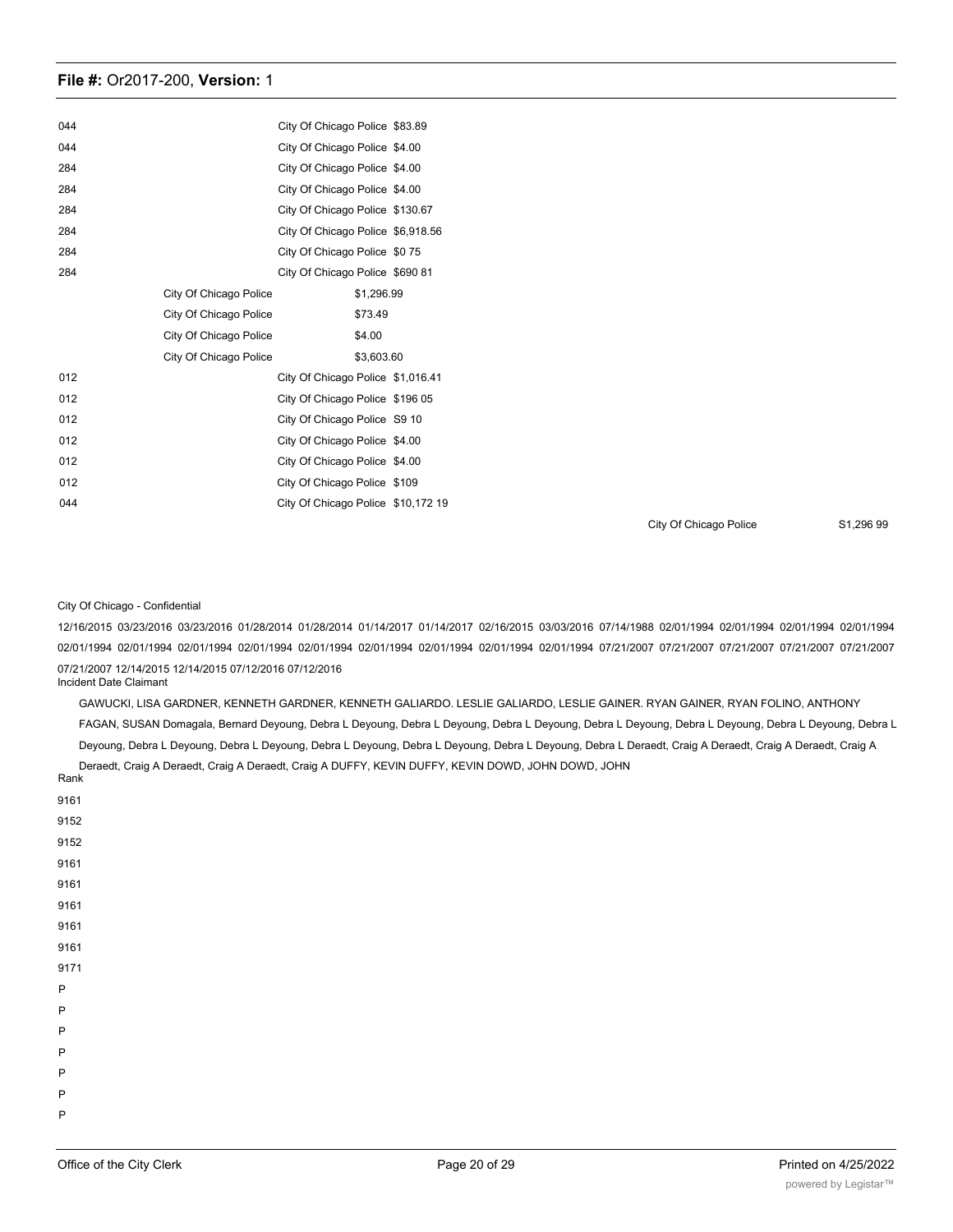044 City Of Chicago Police $83.89
044 City Of Chicago Police $4.00
284 City Of Chicago Police $4.00
284 City Of Chicago Police $4.00
284 City Of Chicago Police $130.67
284 City Of Chicago Police $6,918.56
284 City Of Chicago Police $0 75
284 City Of Chicago Police $690 81
City Of Chicago Police $1,296.99
City Of Chicago Police $73.49
City Of Chicago Police $4.00
City Of Chicago Police $3,603.60
012 City Of Chicago Police $1,016.41
012 City Of Chicago Police $196 05
012 City Of Chicago Police S9 10
012 City Of Chicago Police $4.00
012 City Of Chicago Police $4.00
012 City Of Chicago Police $109
044 City Of Chicago Police $10,172 19

City Of Chicago Police S1,296 99

City Of Chicago - Confidential

12/16/2015 03/23/2016 03/23/2016 01/28/2014 01/28/2014 01/14/2017 01/14/2017 02/16/2015 03/03/2016 07/14/1988 02/01/1994 02/01/1994 02/01/1994 02/01/1994 02/01/1994 02/01/1994 02/01/1994 02/01/1994 02/01/1994 02/01/1994 02/01/1994 02/01/1994 02/01/1994 02/01/1994 07/21/2007 07/21/2007 07/21/2007 07/21/2007 07/21/2007 07/21/2007 12/14/2015 12/14/2015 07/12/2016 07/12/2016

Incident Date Claimant

GAWUCKI, LISA GARDNER, KENNETH GARDNER, KENNETH GALIARDO. LESLIE GALIARDO, LESLIE GAINER. RYAN GAINER, RYAN FOLINO, ANTHONY FAGAN, SUSAN Domagala, Bernard Deyoung, Debra L Deyoung, Debra L Deyoung, Debra L Deyoung, Debra L Deyoung, Debra L Deyoung, Debra L Deyoung, Debra L Deyoung, Debra L Deyoung, Debra L Deyoung, Debra L Deyoung, Debra L Deyoung, Debra L Deyoung, Debra L Deraedt, Craig A Deraedt, Craig A Deraedt, Craig A Deraedt, Craig A Deraedt, Craig A Deraedt, Craig A DUFFY, KEVIN DUFFY, KEVIN DOWD, JOHN DOWD, JOHN

Rank

9161
9152
9152
9161
9161
9161
9161
9161
9171
P
P
P
P
P
P
P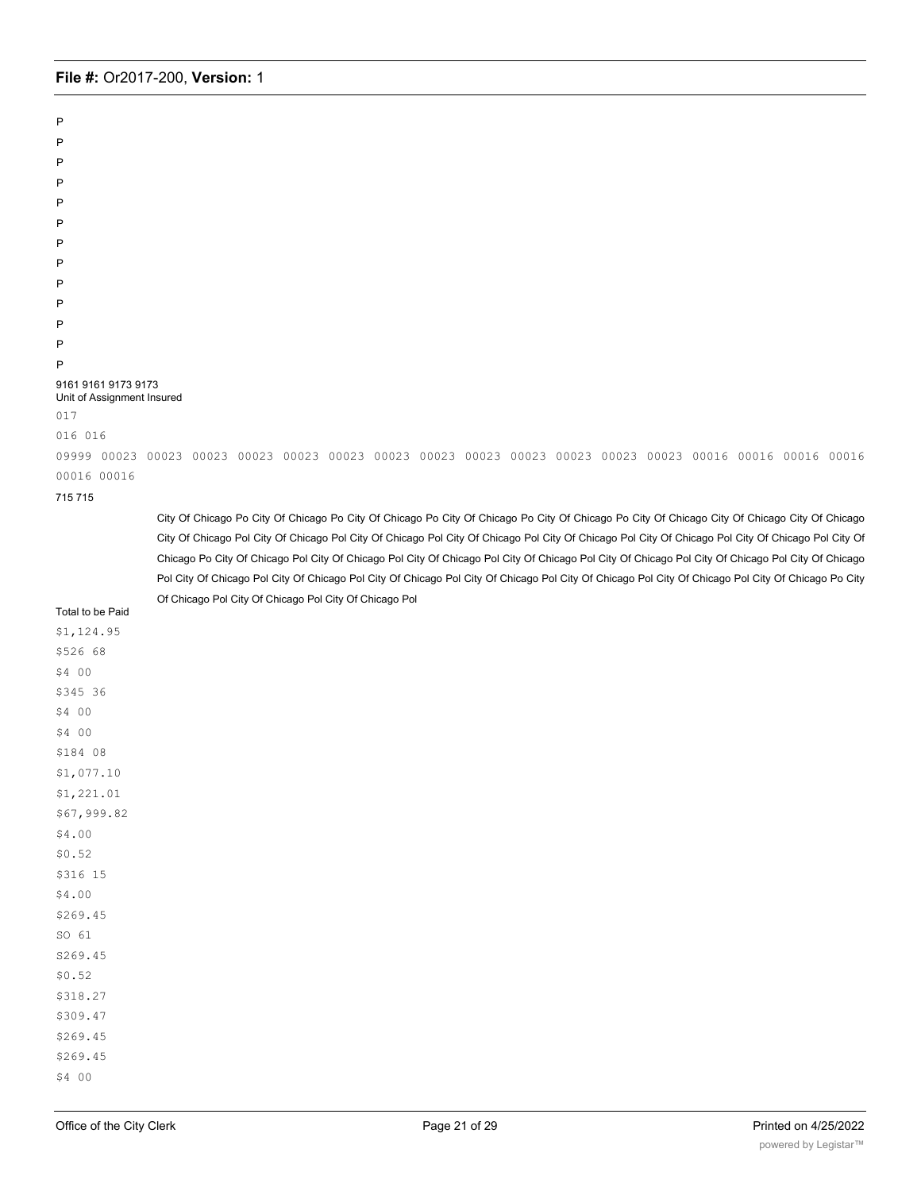P
P
P
P
P
P
P
P
P
P
P
P
P

9161 9161 9173 9173
Unit of Assignment Insured

017
016 016
09999 00023 00023 00023 00023 00023 00023 00023 00023 00023 00023 00023 00023 00023 00016 00016 00016 00016 00016 00016

715 715

City Of Chicago Po City Of Chicago Po City Of Chicago Po City Of Chicago Po City Of Chicago Po City Of Chicago Po City Of Chicago City Of Chicago City Of Chicago City Of Chicago Pol City Of Chicago Pol City Of Chicago Pol City Of Chicago Pol City Of Chicago Pol City Of Chicago Pol City Of Chicago Pol City Of Chicago Pol City Of Chicago Po City Of Chicago Pol City Of Chicago Pol City Of Chicago Pol City Of Chicago Pol City Of Chicago Pol City Of Chicago Pol City Of Chicago Pol City Of Chicago Pol City Of Chicago Pol City Of Chicago Pol City Of Chicago Pol City Of Chicago Pol City Of Chicago Pol City Of Chicago Pol City Of Chicago Pol City Of Chicago Po City Of Chicago Pol City Of Chicago Pol City Of Chicago Pol

Total to be Paid
$1,124.95
$526 68
$4 00
$345 36
$4 00
$4 00
$184 08
$1,077.10
$1,221.01
$67,999.82
$4.00
$0.52
$316 15
$4.00
$269.45
SO 61
S269.45
$0.52
$318.27
$309.47
$269.45
$269.45
$4 00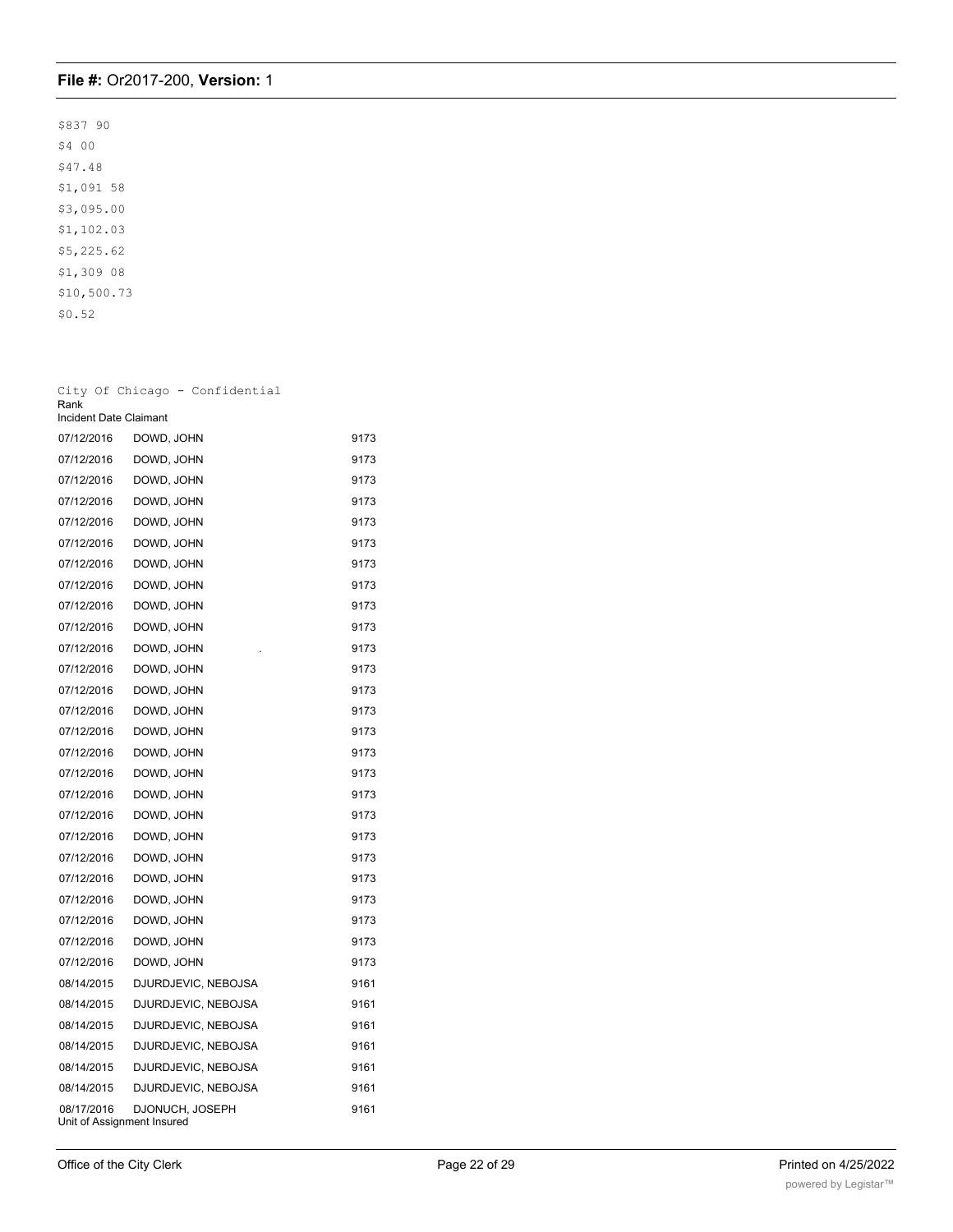$837 90
$4 00
$47.48
$1,091 58
$3,095.00
$1,102.03
$5,225.62
$1,309 08
$10,500.73
$0.52

City Of Chicago - Confidential

| Incident Date | Claimant | Rank |
|---|---|---|
| 07/12/2016 | DOWD, JOHN | 9173 |
| 07/12/2016 | DOWD, JOHN | 9173 |
| 07/12/2016 | DOWD, JOHN | 9173 |
| 07/12/2016 | DOWD, JOHN | 9173 |
| 07/12/2016 | DOWD, JOHN | 9173 |
| 07/12/2016 | DOWD, JOHN | 9173 |
| 07/12/2016 | DOWD, JOHN | 9173 |
| 07/12/2016 | DOWD, JOHN | 9173 |
| 07/12/2016 | DOWD, JOHN | 9173 |
| 07/12/2016 | DOWD, JOHN | 9173 |
| 07/12/2016 | DOWD, JOHN . | 9173 |
| 07/12/2016 | DOWD, JOHN | 9173 |
| 07/12/2016 | DOWD, JOHN | 9173 |
| 07/12/2016 | DOWD, JOHN | 9173 |
| 07/12/2016 | DOWD, JOHN | 9173 |
| 07/12/2016 | DOWD, JOHN | 9173 |
| 07/12/2016 | DOWD, JOHN | 9173 |
| 07/12/2016 | DOWD, JOHN | 9173 |
| 07/12/2016 | DOWD, JOHN | 9173 |
| 07/12/2016 | DOWD, JOHN | 9173 |
| 07/12/2016 | DOWD, JOHN | 9173 |
| 07/12/2016 | DOWD, JOHN | 9173 |
| 07/12/2016 | DOWD, JOHN | 9173 |
| 07/12/2016 | DOWD, JOHN | 9173 |
| 07/12/2016 | DOWD, JOHN | 9173 |
| 07/12/2016 | DOWD, JOHN | 9173 |
| 08/14/2015 | DJURDJEVIC, NEBOJSA | 9161 |
| 08/14/2015 | DJURDJEVIC, NEBOJSA | 9161 |
| 08/14/2015 | DJURDJEVIC, NEBOJSA | 9161 |
| 08/14/2015 | DJURDJEVIC, NEBOJSA | 9161 |
| 08/14/2015 | DJURDJEVIC, NEBOJSA | 9161 |
| 08/14/2015 | DJURDJEVIC, NEBOJSA | 9161 |
| 08/17/2016 | DJONUCH, JOSEPH | 9161 |

Unit of Assignment Insured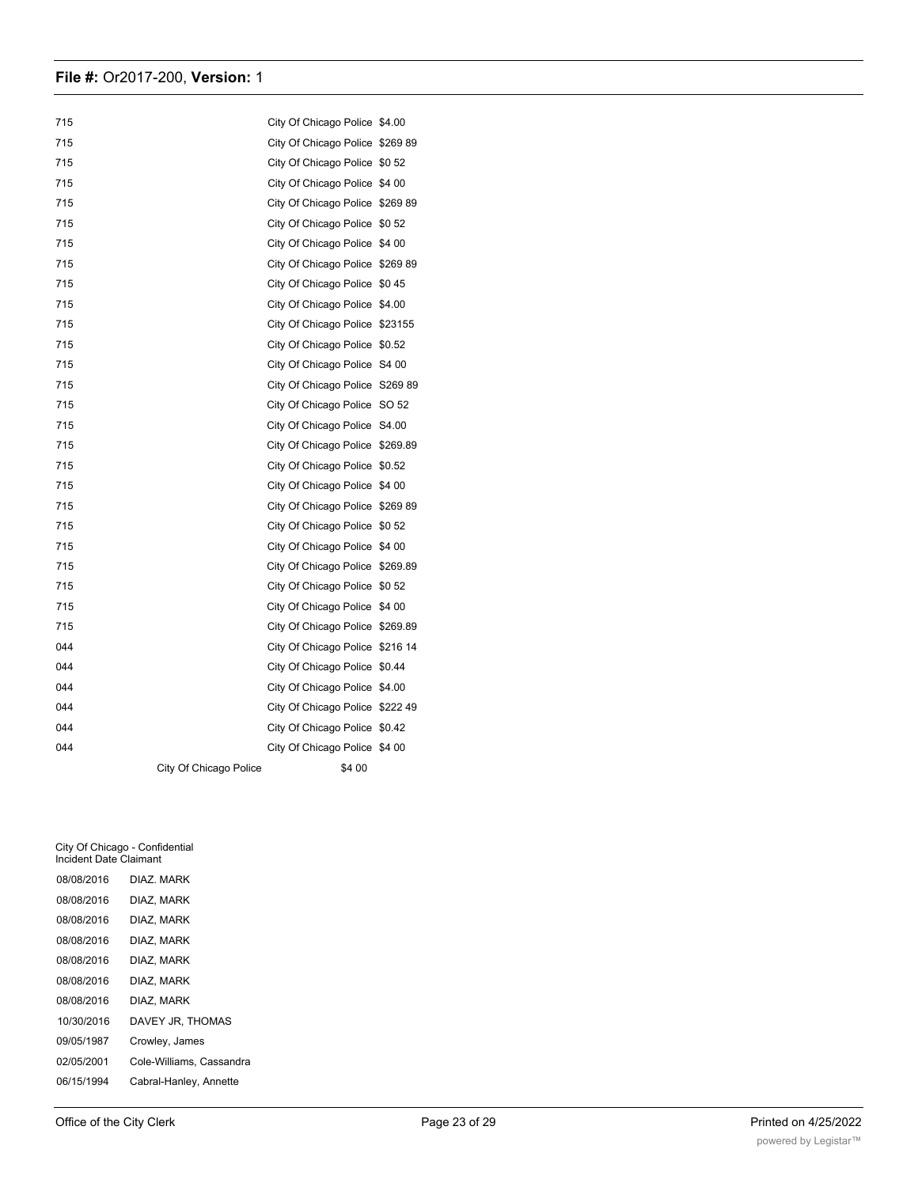| | | |
|---|---|---|
| 715 | City Of Chicago Police | $4.00 |
| 715 | City Of Chicago Police | $269 89 |
| 715 | City Of Chicago Police | $0 52 |
| 715 | City Of Chicago Police | $4 00 |
| 715 | City Of Chicago Police | $269 89 |
| 715 | City Of Chicago Police | $0 52 |
| 715 | City Of Chicago Police | $4 00 |
| 715 | City Of Chicago Police | $269 89 |
| 715 | City Of Chicago Police | $0 45 |
| 715 | City Of Chicago Police | $4.00 |
| 715 | City Of Chicago Police | $23155 |
| 715 | City Of Chicago Police | $0.52 |
| 715 | City Of Chicago Police | S4 00 |
| 715 | City Of Chicago Police | S269 89 |
| 715 | City Of Chicago Police | SO 52 |
| 715 | City Of Chicago Police | S4.00 |
| 715 | City Of Chicago Police | $269.89 |
| 715 | City Of Chicago Police | $0.52 |
| 715 | City Of Chicago Police | $4 00 |
| 715 | City Of Chicago Police | $269 89 |
| 715 | City Of Chicago Police | $0 52 |
| 715 | City Of Chicago Police | $4 00 |
| 715 | City Of Chicago Police | $269.89 |
| 715 | City Of Chicago Police | $0 52 |
| 715 | City Of Chicago Police | $4 00 |
| 715 | City Of Chicago Police | $269.89 |
| 044 | City Of Chicago Police | $216 14 |
| 044 | City Of Chicago Police | $0.44 |
| 044 | City Of Chicago Police | $4.00 |
| 044 | City Of Chicago Police | $222 49 |
| 044 | City Of Chicago Police | $0.42 |
| 044 | City Of Chicago Police | $4 00 |
| | City Of Chicago Police | $4 00 |

City Of Chicago - Confidential

| Incident Date | Claimant |
|---|---|
| 08/08/2016 | DIAZ. MARK |
| 08/08/2016 | DIAZ, MARK |
| 08/08/2016 | DIAZ, MARK |
| 08/08/2016 | DIAZ, MARK |
| 08/08/2016 | DIAZ, MARK |
| 08/08/2016 | DIAZ, MARK |
| 08/08/2016 | DIAZ, MARK |
| 10/30/2016 | DAVEY JR, THOMAS |
| 09/05/1987 | Crowley, James |
| 02/05/2001 | Cole-Williams, Cassandra |
| 06/15/1994 | Cabral-Hanley, Annette |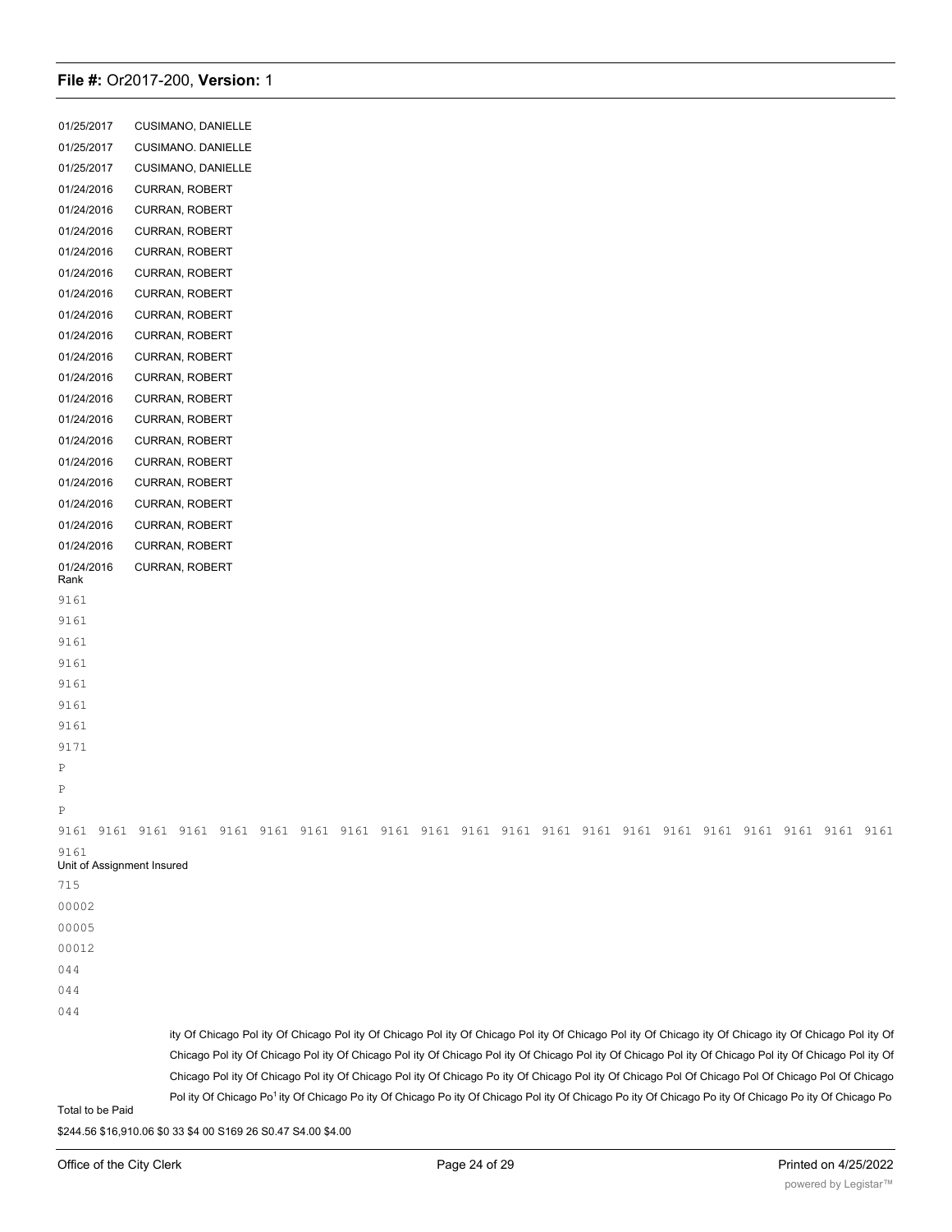01/25/2017 CUSIMANO, DANIELLE
01/25/2017 CUSIMANO. DANIELLE
01/25/2017 CUSIMANO, DANIELLE
01/24/2016 CURRAN, ROBERT
01/24/2016 CURRAN, ROBERT
01/24/2016 CURRAN, ROBERT
01/24/2016 CURRAN, ROBERT
01/24/2016 CURRAN, ROBERT
01/24/2016 CURRAN, ROBERT
01/24/2016 CURRAN, ROBERT
01/24/2016 CURRAN, ROBERT
01/24/2016 CURRAN, ROBERT
01/24/2016 CURRAN, ROBERT
01/24/2016 CURRAN, ROBERT
01/24/2016 CURRAN, ROBERT
01/24/2016 CURRAN, ROBERT
01/24/2016 CURRAN, ROBERT
01/24/2016 CURRAN, ROBERT
01/24/2016 CURRAN, ROBERT
01/24/2016 CURRAN, ROBERT
01/24/2016 CURRAN, ROBERT
01/24/2016 CURRAN, ROBERT

Rank

9161
9161
9161
9161
9161
9161
9161
9171
P
P
P
9161 9161 9161 9161 9161 9161 9161 9161 9161 9161 9161 9161 9161 9161 9161 9161 9161 9161 9161 9161 9161
9161

Unit of Assignment Insured

715
00002
00005
00012
044
044
044

ity Of Chicago Pol ity Of Chicago Pol ity Of Chicago Pol ity Of Chicago Pol ity Of Chicago Pol ity Of Chicago ity Of Chicago ity Of Chicago Pol ity Of Chicago Pol ity Of Chicago Pol ity Of Chicago Pol ity Of Chicago Pol ity Of Chicago Pol ity Of Chicago Pol ity Of Chicago Pol ity Of Chicago Pol ity Of Chicago Pol ity Of Chicago Pol ity Of Chicago Pol ity Of Chicago Po ity Of Chicago Pol ity Of Chicago Pol Of Chicago Pol Of Chicago Pol Of Chicago Pol ity Of Chicago Po[1] ity Of Chicago Po ity Of Chicago Po ity Of Chicago Pol ity Of Chicago Po ity Of Chicago Po ity Of Chicago Po ity Of Chicago Po

Total to be Paid

$244.56 $16,910.06 $0 33 $4 00 S169 26 S0.47 S4.00 $4.00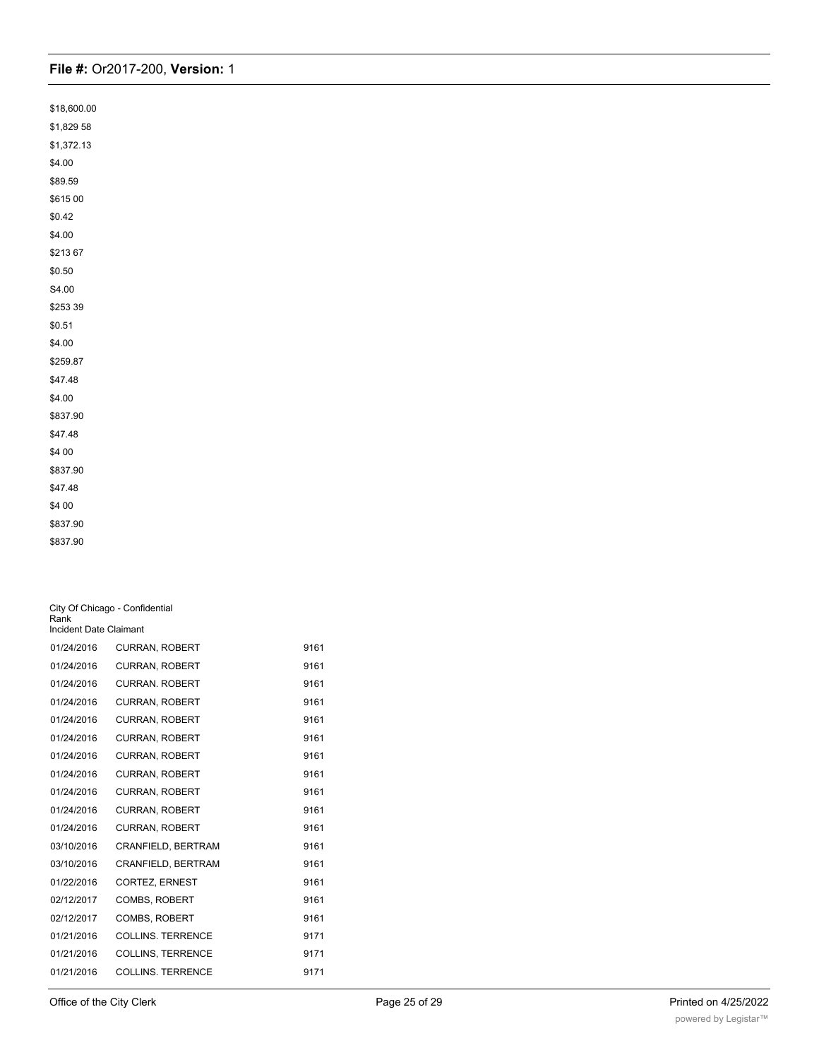$18,600.00

$1,829 58

$1,372.13

$4.00

$89.59

$615 00

$0.42

$4.00

$213 67

$0.50

S4.00

$253 39

$0.51

$4.00

$259.87

$47.48

$4.00

$837.90

$47.48

$4 00

$837.90

$47.48

$4 00

$837.90

$837.90

City Of Chicago - Confidential

| Incident Date | Claimant | Rank |
|---|---|---|
| 01/24/2016 | CURRAN, ROBERT | 9161 |
| 01/24/2016 | CURRAN, ROBERT | 9161 |
| 01/24/2016 | CURRAN. ROBERT | 9161 |
| 01/24/2016 | CURRAN, ROBERT | 9161 |
| 01/24/2016 | CURRAN, ROBERT | 9161 |
| 01/24/2016 | CURRAN, ROBERT | 9161 |
| 01/24/2016 | CURRAN, ROBERT | 9161 |
| 01/24/2016 | CURRAN, ROBERT | 9161 |
| 01/24/2016 | CURRAN, ROBERT | 9161 |
| 01/24/2016 | CURRAN, ROBERT | 9161 |
| 01/24/2016 | CURRAN, ROBERT | 9161 |
| 03/10/2016 | CRANFIELD, BERTRAM | 9161 |
| 03/10/2016 | CRANFIELD, BERTRAM | 9161 |
| 01/22/2016 | CORTEZ, ERNEST | 9161 |
| 02/12/2017 | COMBS, ROBERT | 9161 |
| 02/12/2017 | COMBS, ROBERT | 9161 |
| 01/21/2016 | COLLINS. TERRENCE | 9171 |
| 01/21/2016 | COLLINS, TERRENCE | 9171 |
| 01/21/2016 | COLLINS. TERRENCE | 9171 |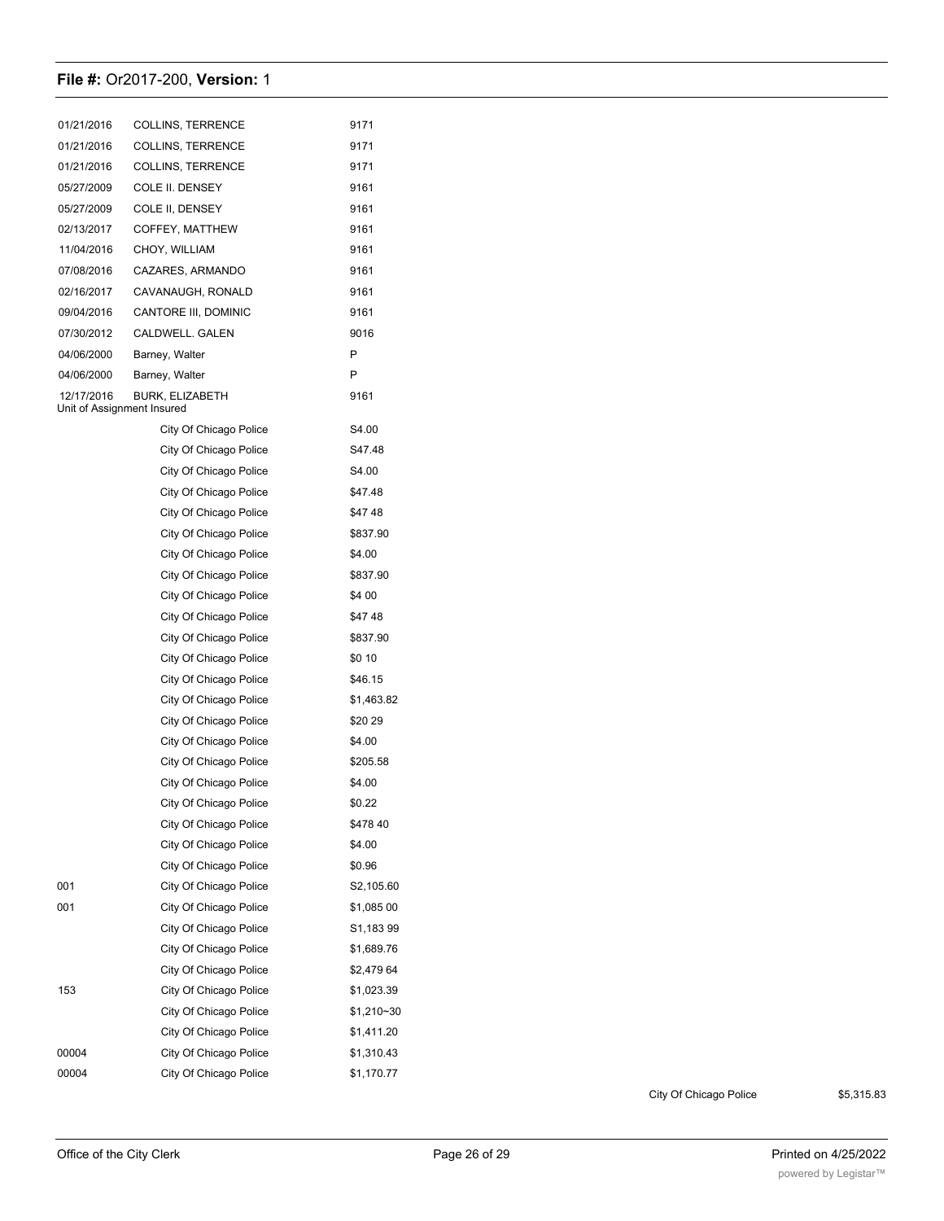| | | |
|---|---|---|
| 01/21/2016 | COLLINS, TERRENCE | 9171 |
| 01/21/2016 | COLLINS, TERRENCE | 9171 |
| 01/21/2016 | COLLINS, TERRENCE | 9171 |
| 05/27/2009 | COLE II. DENSEY | 9161 |
| 05/27/2009 | COLE II, DENSEY | 9161 |
| 02/13/2017 | COFFEY, MATTHEW | 9161 |
| 11/04/2016 | CHOY, WILLIAM | 9161 |
| 07/08/2016 | CAZARES, ARMANDO | 9161 |
| 02/16/2017 | CAVANAUGH, RONALD | 9161 |
| 09/04/2016 | CANTORE III, DOMINIC | 9161 |
| 07/30/2012 | CALDWELL. GALEN | 9016 |
| 04/06/2000 | Barney, Walter | P |
| 04/06/2000 | Barney, Walter | P |
| 12/17/2016 | BURK, ELIZABETH | 9161 |

| Unit of Assignment | Insured | |
|---|---|---|
| | City Of Chicago Police | S4.00 |
| | City Of Chicago Police | S47.48 |
| | City Of Chicago Police | S4.00 |
| | City Of Chicago Police | $47.48 |
| | City Of Chicago Police | $47 48 |
| | City Of Chicago Police | $837.90 |
| | City Of Chicago Police | $4.00 |
| | City Of Chicago Police | $837.90 |
| | City Of Chicago Police | $4 00 |
| | City Of Chicago Police | $47 48 |
| | City Of Chicago Police | $837.90 |
| | City Of Chicago Police | $0 10 |
| | City Of Chicago Police | $46.15 |
| | City Of Chicago Police | $1,463.82 |
| | City Of Chicago Police | $20 29 |
| | City Of Chicago Police | $4.00 |
| | City Of Chicago Police | $205.58 |
| | City Of Chicago Police | $4.00 |
| | City Of Chicago Police | $0.22 |
| | City Of Chicago Police | $478 40 |
| | City Of Chicago Police | $4.00 |
| | City Of Chicago Police | $0.96 |
| 001 | City Of Chicago Police | S2,105.60 |
| 001 | City Of Chicago Police | $1,085 00 |
| | City Of Chicago Police | S1,183 99 |
| | City Of Chicago Police | $1,689.76 |
| | City Of Chicago Police | $2,479 64 |
| 153 | City Of Chicago Police | $1,023.39 |
| | City Of Chicago Police | $1,210~30 |
| | City Of Chicago Police | $1,411.20 |
| 00004 | City Of Chicago Police | $1,310.43 |
| 00004 | City Of Chicago Police | $1,170.77 |

City Of Chicago Police $5,315.83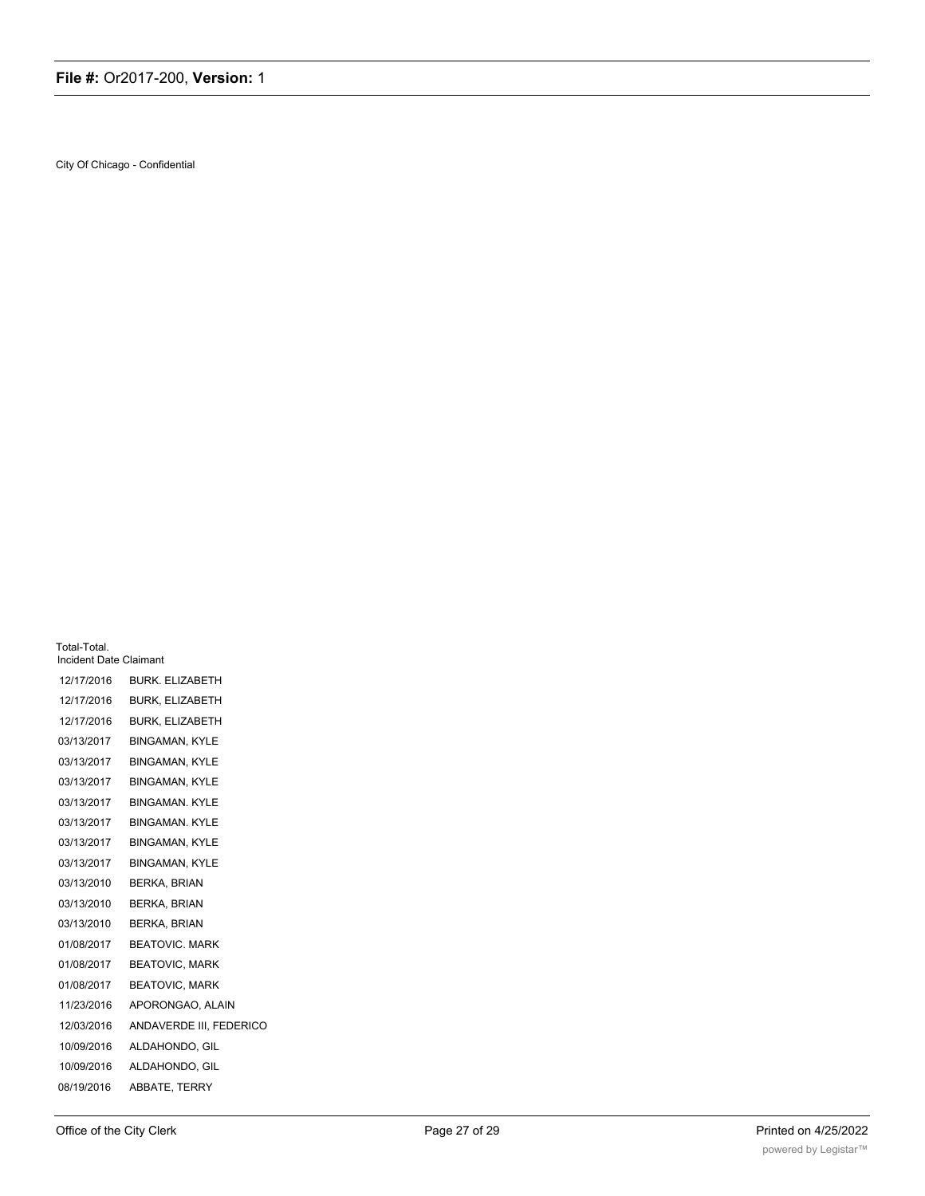City Of Chicago - Confidential

Total-Total.

| Incident Date | Claimant |
|---|---|
| 12/17/2016 | BURK. ELIZABETH |
| 12/17/2016 | BURK, ELIZABETH |
| 12/17/2016 | BURK, ELIZABETH |
| 03/13/2017 | BINGAMAN, KYLE |
| 03/13/2017 | BINGAMAN, KYLE |
| 03/13/2017 | BINGAMAN, KYLE |
| 03/13/2017 | BINGAMAN. KYLE |
| 03/13/2017 | BINGAMAN. KYLE |
| 03/13/2017 | BINGAMAN, KYLE |
| 03/13/2017 | BINGAMAN, KYLE |
| 03/13/2010 | BERKA, BRIAN |
| 03/13/2010 | BERKA, BRIAN |
| 03/13/2010 | BERKA, BRIAN |
| 01/08/2017 | BEATOVIC. MARK |
| 01/08/2017 | BEATOVIC, MARK |
| 01/08/2017 | BEATOVIC, MARK |
| 11/23/2016 | APORONGAO, ALAIN |
| 12/03/2016 | ANDAVERDE III, FEDERICO |
| 10/09/2016 | ALDAHONDO, GIL |
| 10/09/2016 | ALDAHONDO, GIL |
| 08/19/2016 | ABBATE, TERRY |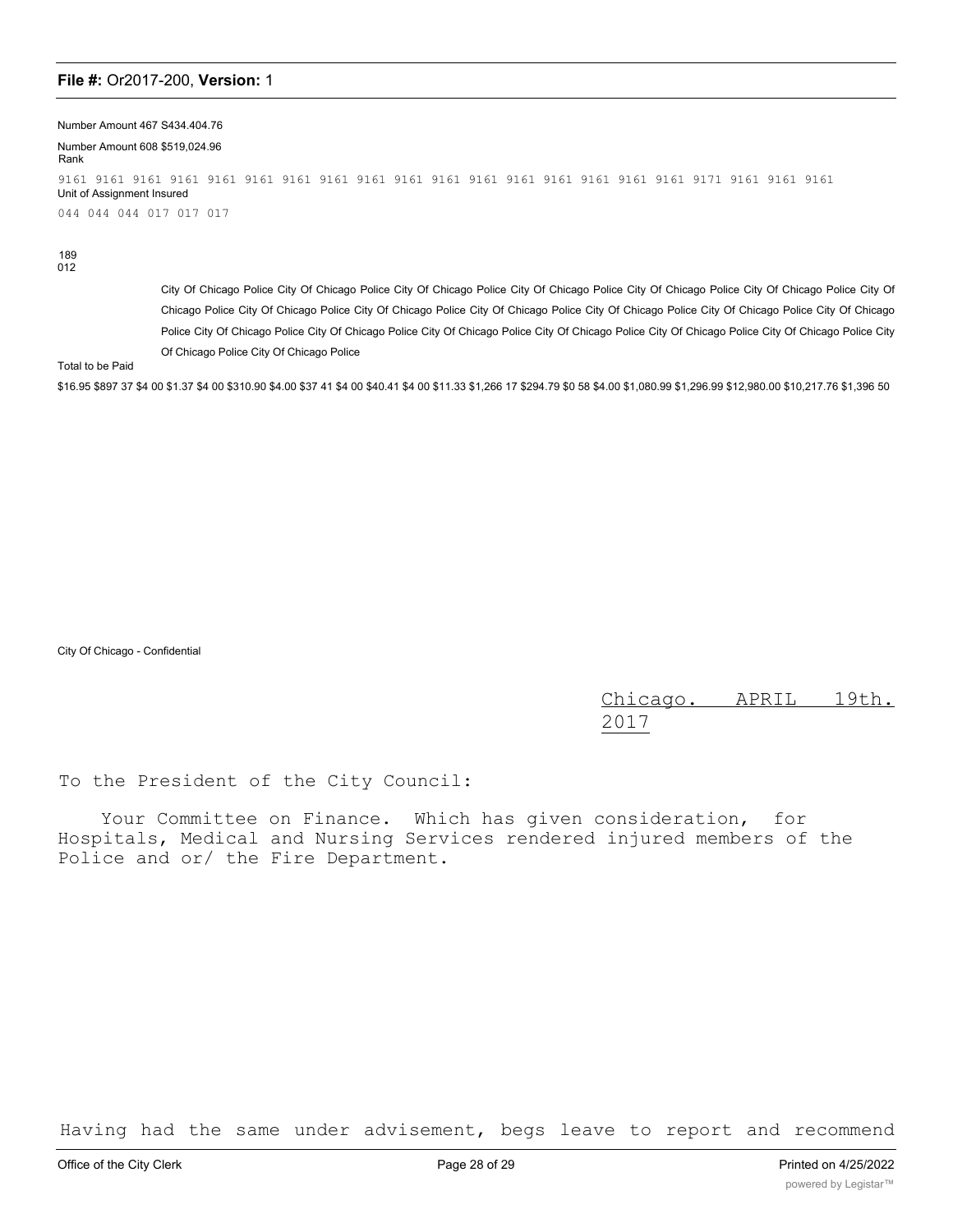Number Amount 467 S434.404.76

Number Amount 608 $519,024.96

Rank

9161 9161 9161 9161 9161 9161 9161 9161 9161 9161 9161 9161 9161 9161 9161 9161 9161 9171 9161 9161 9161

Unit of Assignment Insured

044 044 044 017 017 017

189

012

City Of Chicago Police City Of Chicago Police City Of Chicago Police City Of Chicago Police City Of Chicago Police City Of Chicago Police City Of Chicago Police City Of Chicago Police City Of Chicago Police City Of Chicago Police City Of Chicago Police City Of Chicago Police City Of Chicago Police City Of Chicago Police City Of Chicago Police City Of Chicago Police City Of Chicago Police City Of Chicago Police City Of Chicago Police City Of Chicago Police City Of Chicago Police

Total to be Paid

$16.95 $897 37 $4 00 $1.37 $4 00 $310.90 $4.00 $37 41 $4 00 $40.41 $4 00 $11.33 $1,266 17 $294.79 $0 58 $4.00 $1,080.99 $1,296.99 $12,980.00 $10,217.76 $1,396 50

City Of Chicago - Confidential

Chicago. APRIL 19th. 2017

To the President of the City Council:

Your Committee on Finance. Which has given consideration, for Hospitals, Medical and Nursing Services rendered injured members of the Police and or/ the Fire Department.

Having had the same under advisement, begs leave to report and recommend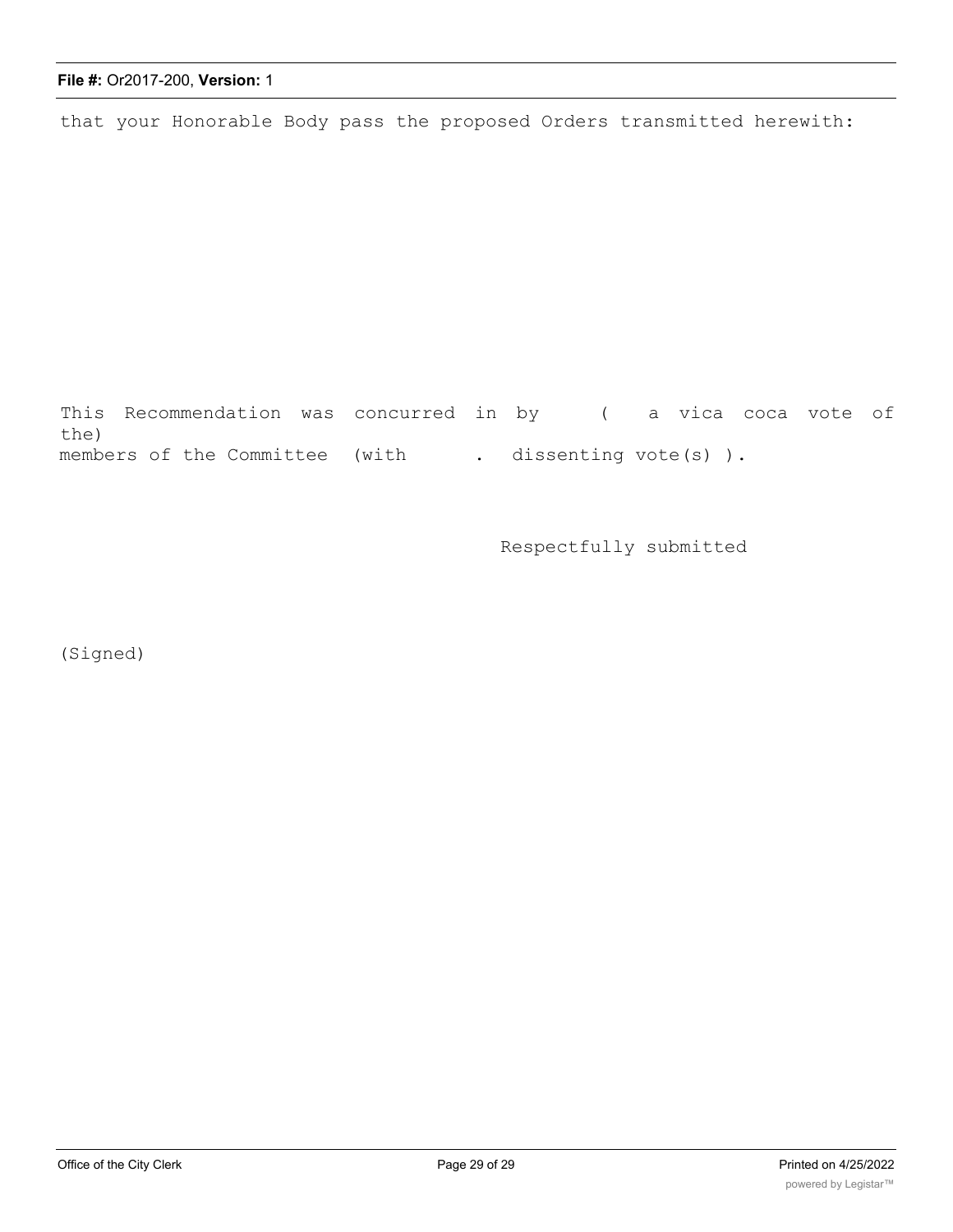that your Honorable Body pass the proposed Orders transmitted herewith:

This Recommendation was concurred in by ( a vica coca vote of the) members of the Committee (with . dissenting vote(s) ).

Respectfully submitted

(Signed)